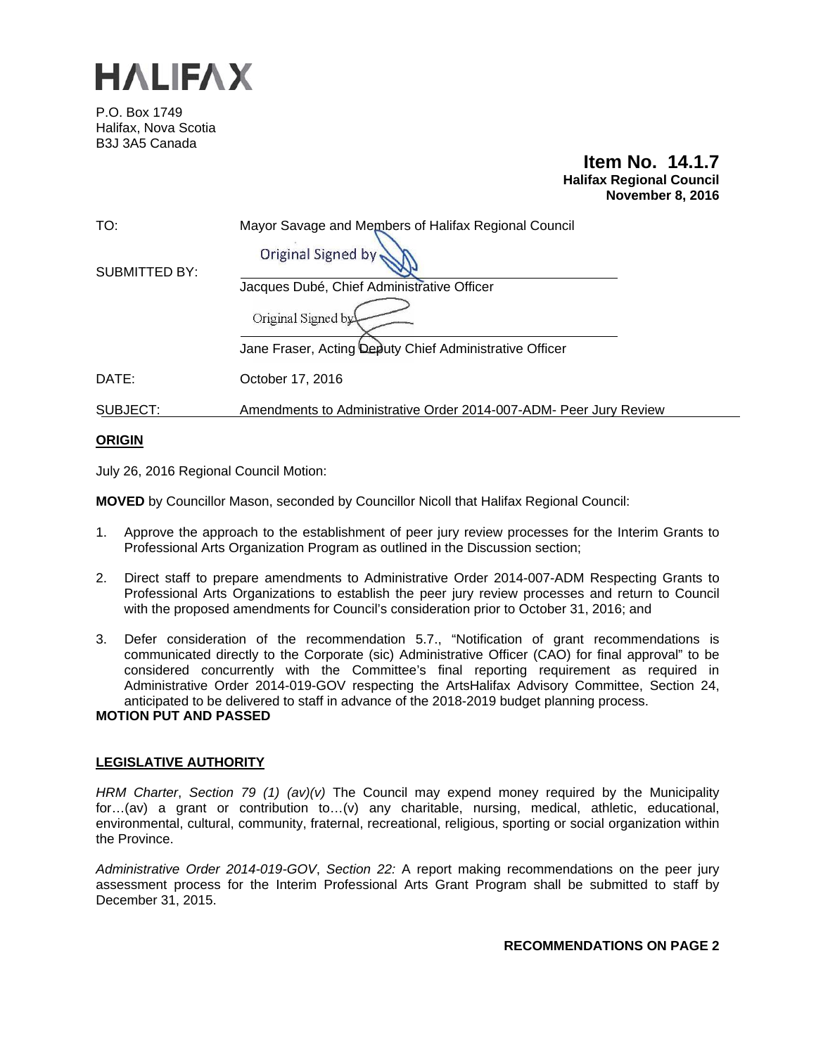# HALIFAX

P.O. Box 1749
Halifax, Nova Scotia
B3J 3A5 Canada

**Item No. 14.1.7**
**Halifax Regional Council**
**November 8, 2016**

| | |
|---|---|
| TO: | Mayor Savage and Members of Halifax Regional Council |
| SUBMITTED BY: | Original Signed by<br>Jacques Dubé, Chief Administrative Officer |
| | Original Signed by<br>Jane Fraser, Acting Deputy Chief Administrative Officer |
| DATE: | October 17, 2016 |
| SUBJECT: | Amendments to Administrative Order 2014-007-ADM- Peer Jury Review |

## ORIGIN

July 26, 2016 Regional Council Motion:

**MOVED** by Councillor Mason, seconded by Councillor Nicoll that Halifax Regional Council:

1. Approve the approach to the establishment of peer jury review processes for the Interim Grants to Professional Arts Organization Program as outlined in the Discussion section;
2. Direct staff to prepare amendments to Administrative Order 2014-007-ADM Respecting Grants to Professional Arts Organizations to establish the peer jury review processes and return to Council with the proposed amendments for Council's consideration prior to October 31, 2016; and
3. Defer consideration of the recommendation 5.7., "Notification of grant recommendations is communicated directly to the Corporate (sic) Administrative Officer (CAO) for final approval" to be considered concurrently with the Committee's final reporting requirement as required in Administrative Order 2014-019-GOV respecting the ArtsHalifax Advisory Committee, Section 24, anticipated to be delivered to staff in advance of the 2018-2019 budget planning process.

**MOTION PUT AND PASSED**

## LEGISLATIVE AUTHORITY

*HRM Charter*, *Section 79 (1) (av)(v)* The Council may expend money required by the Municipality for…(av) a grant or contribution to…(v) any charitable, nursing, medical, athletic, educational, environmental, cultural, community, fraternal, recreational, religious, sporting or social organization within the Province.

*Administrative Order 2014-019-GOV*, *Section 22:* A report making recommendations on the peer jury assessment process for the Interim Professional Arts Grant Program shall be submitted to staff by December 31, 2015.

**RECOMMENDATIONS ON PAGE 2**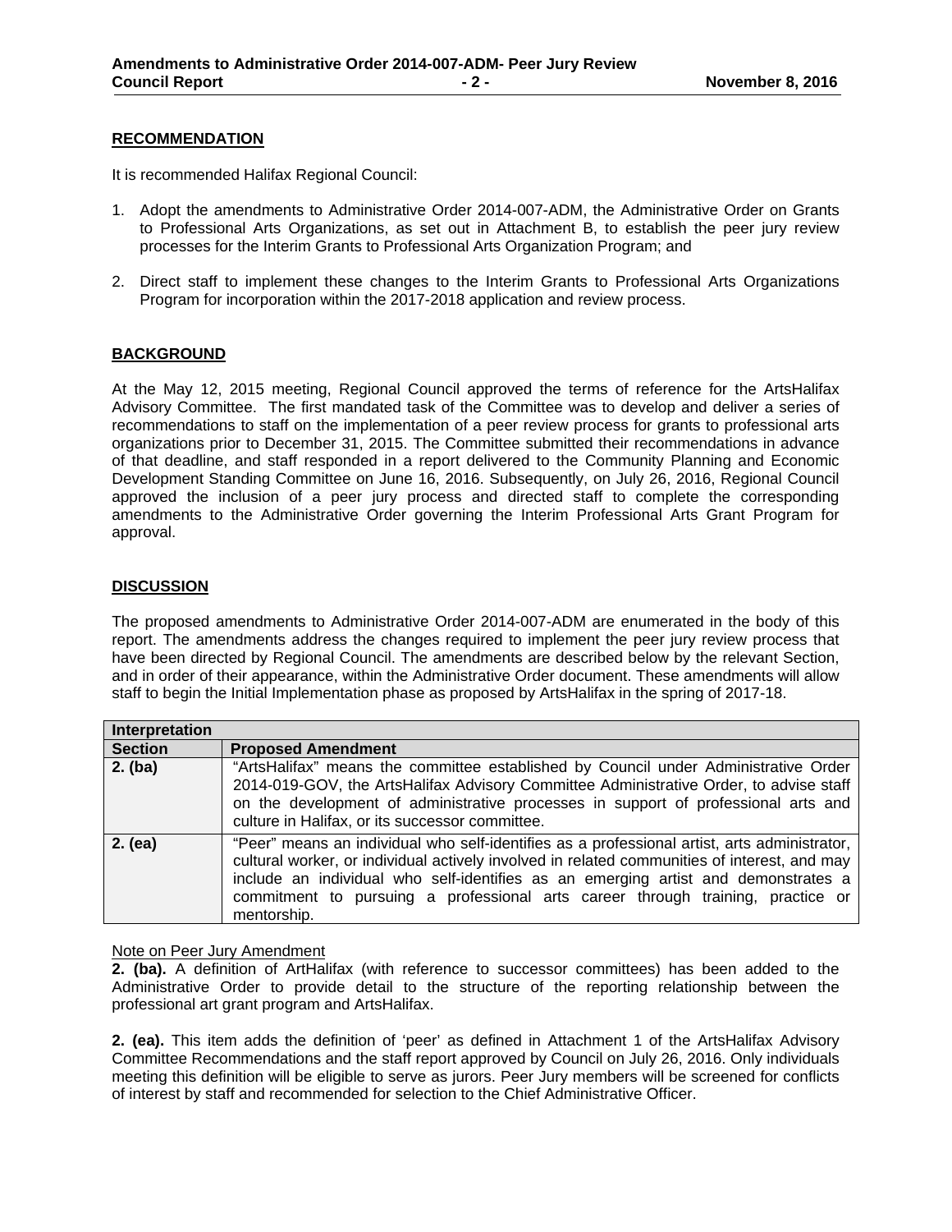## RECOMMENDATION

It is recommended Halifax Regional Council:

1. Adopt the amendments to Administrative Order 2014-007-ADM, the Administrative Order on Grants to Professional Arts Organizations, as set out in Attachment B, to establish the peer jury review processes for the Interim Grants to Professional Arts Organization Program; and

2. Direct staff to implement these changes to the Interim Grants to Professional Arts Organizations Program for incorporation within the 2017-2018 application and review process.

## BACKGROUND

At the May 12, 2015 meeting, Regional Council approved the terms of reference for the ArtsHalifax Advisory Committee. The first mandated task of the Committee was to develop and deliver a series of recommendations to staff on the implementation of a peer review process for grants to professional arts organizations prior to December 31, 2015. The Committee submitted their recommendations in advance of that deadline, and staff responded in a report delivered to the Community Planning and Economic Development Standing Committee on June 16, 2016. Subsequently, on July 26, 2016, Regional Council approved the inclusion of a peer jury process and directed staff to complete the corresponding amendments to the Administrative Order governing the Interim Professional Arts Grant Program for approval.

## DISCUSSION

The proposed amendments to Administrative Order 2014-007-ADM are enumerated in the body of this report. The amendments address the changes required to implement the peer jury review process that have been directed by Regional Council. The amendments are described below by the relevant Section, and in order of their appearance, within the Administrative Order document. These amendments will allow staff to begin the Initial Implementation phase as proposed by ArtsHalifax in the spring of 2017-18.

| **Interpretation** | |
|---|---|
| **Section** | **Proposed Amendment** |
| **2. (ba)** | "ArtsHalifax" means the committee established by Council under Administrative Order 2014-019-GOV, the ArtsHalifax Advisory Committee Administrative Order, to advise staff on the development of administrative processes in support of professional arts and culture in Halifax, or its successor committee. |
| **2. (ea)** | "Peer" means an individual who self-identifies as a professional artist, arts administrator, cultural worker, or individual actively involved in related communities of interest, and may include an individual who self-identifies as an emerging artist and demonstrates a commitment to pursuing a professional arts career through training, practice or mentorship. |

Note on Peer Jury Amendment

**2. (ba).** A definition of ArtHalifax (with reference to successor committees) has been added to the Administrative Order to provide detail to the structure of the reporting relationship between the professional art grant program and ArtsHalifax.

**2. (ea).** This item adds the definition of 'peer' as defined in Attachment 1 of the ArtsHalifax Advisory Committee Recommendations and the staff report approved by Council on July 26, 2016. Only individuals meeting this definition will be eligible to serve as jurors. Peer Jury members will be screened for conflicts of interest by staff and recommended for selection to the Chief Administrative Officer.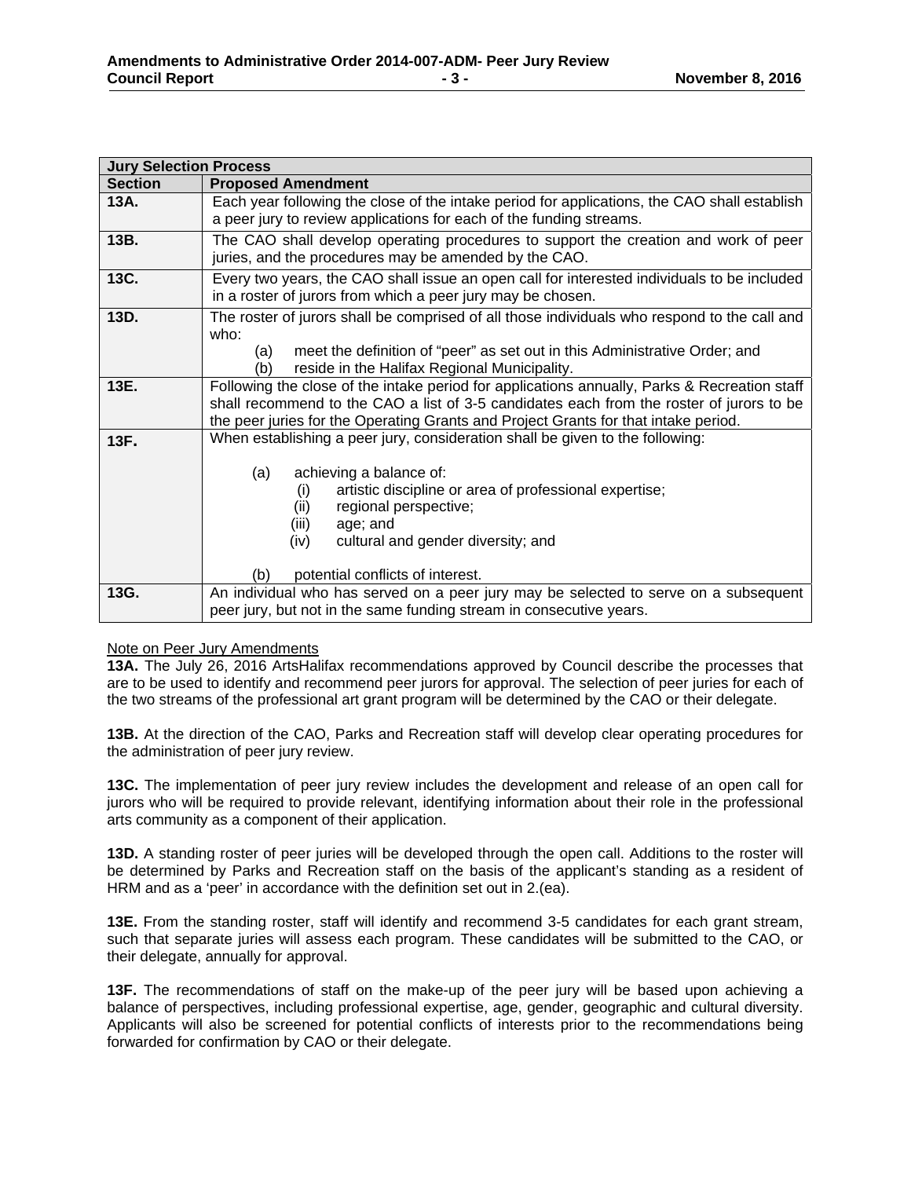| Jury Selection Process | |
|---|---|
| **Section** | **Proposed Amendment** |
| **13A.** | Each year following the close of the intake period for applications, the CAO shall establish a peer jury to review applications for each of the funding streams. |
| **13B.** | The CAO shall develop operating procedures to support the creation and work of peer juries, and the procedures may be amended by the CAO. |
| **13C.** | Every two years, the CAO shall issue an open call for interested individuals to be included in a roster of jurors from which a peer jury may be chosen. |
| **13D.** | The roster of jurors shall be comprised of all those individuals who respond to the call and who: (a) meet the definition of "peer" as set out in this Administrative Order; and (b) reside in the Halifax Regional Municipality. |
| **13E.** | Following the close of the intake period for applications annually, Parks & Recreation staff shall recommend to the CAO a list of 3-5 candidates each from the roster of jurors to be the peer juries for the Operating Grants and Project Grants for that intake period. |
| **13F.** | When establishing a peer jury, consideration shall be given to the following: (a) achieving a balance of: (i) artistic discipline or area of professional expertise; (ii) regional perspective; (iii) age; and (iv) cultural and gender diversity; and (b) potential conflicts of interest. |
| **13G.** | An individual who has served on a peer jury may be selected to serve on a subsequent peer jury, but not in the same funding stream in consecutive years. |

Note on Peer Jury Amendments

**13A.** The July 26, 2016 ArtsHalifax recommendations approved by Council describe the processes that are to be used to identify and recommend peer jurors for approval. The selection of peer juries for each of the two streams of the professional art grant program will be determined by the CAO or their delegate.

**13B.** At the direction of the CAO, Parks and Recreation staff will develop clear operating procedures for the administration of peer jury review.

**13C.** The implementation of peer jury review includes the development and release of an open call for jurors who will be required to provide relevant, identifying information about their role in the professional arts community as a component of their application.

**13D.** A standing roster of peer juries will be developed through the open call. Additions to the roster will be determined by Parks and Recreation staff on the basis of the applicant's standing as a resident of HRM and as a 'peer' in accordance with the definition set out in 2.(ea).

**13E.** From the standing roster, staff will identify and recommend 3-5 candidates for each grant stream, such that separate juries will assess each program. These candidates will be submitted to the CAO, or their delegate, annually for approval.

**13F.** The recommendations of staff on the make-up of the peer jury will be based upon achieving a balance of perspectives, including professional expertise, age, gender, geographic and cultural diversity. Applicants will also be screened for potential conflicts of interests prior to the recommendations being forwarded for confirmation by CAO or their delegate.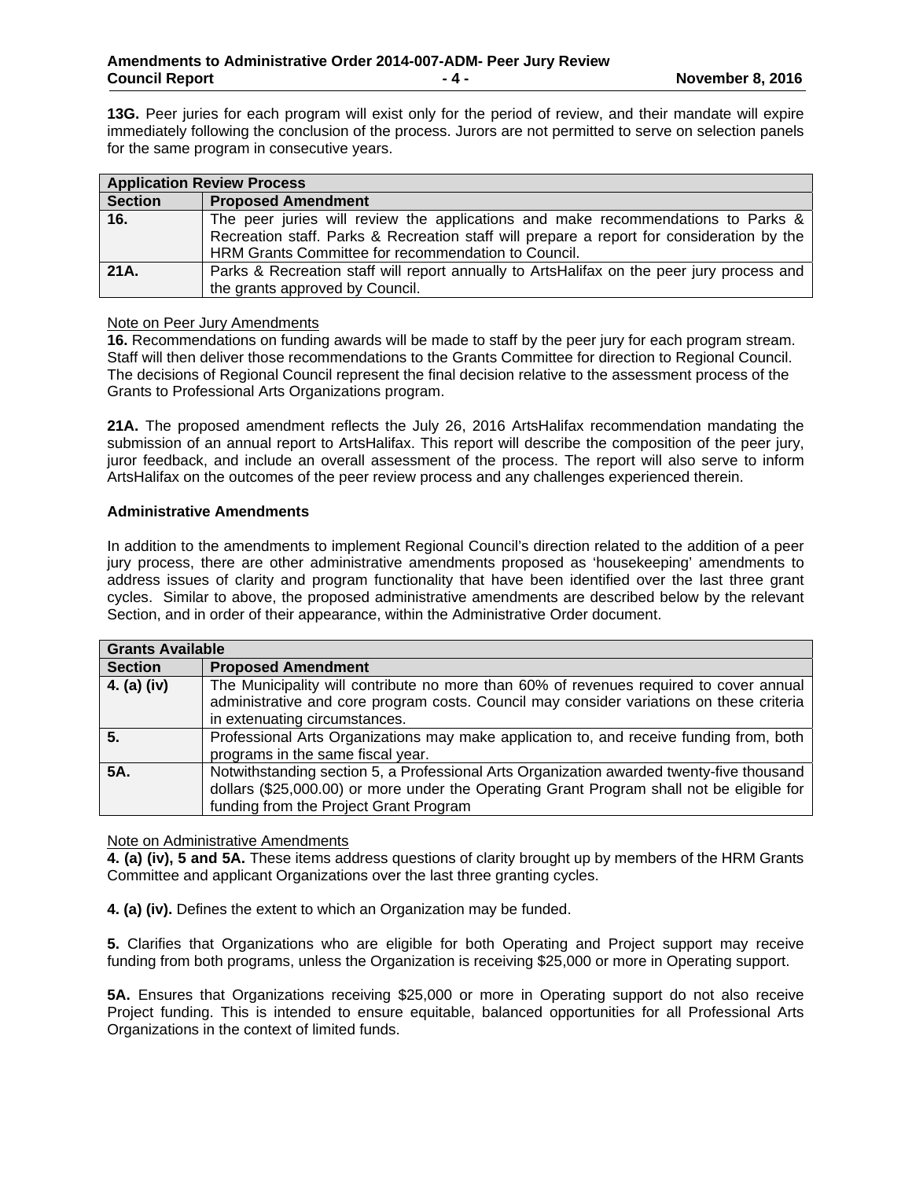**13G.** Peer juries for each program will exist only for the period of review, and their mandate will expire immediately following the conclusion of the process. Jurors are not permitted to serve on selection panels for the same program in consecutive years.

| **Application Review Process** | |
|---|---|
| **Section** | **Proposed Amendment** |
| **16.** | The peer juries will review the applications and make recommendations to Parks & Recreation staff. Parks & Recreation staff will prepare a report for consideration by the HRM Grants Committee for recommendation to Council. |
| **21A.** | Parks & Recreation staff will report annually to ArtsHalifax on the peer jury process and the grants approved by Council. |

Note on Peer Jury Amendments

**16.** Recommendations on funding awards will be made to staff by the peer jury for each program stream. Staff will then deliver those recommendations to the Grants Committee for direction to Regional Council. The decisions of Regional Council represent the final decision relative to the assessment process of the Grants to Professional Arts Organizations program.

**21A.** The proposed amendment reflects the July 26, 2016 ArtsHalifax recommendation mandating the submission of an annual report to ArtsHalifax. This report will describe the composition of the peer jury, juror feedback, and include an overall assessment of the process. The report will also serve to inform ArtsHalifax on the outcomes of the peer review process and any challenges experienced therein.

**Administrative Amendments**

In addition to the amendments to implement Regional Council's direction related to the addition of a peer jury process, there are other administrative amendments proposed as 'housekeeping' amendments to address issues of clarity and program functionality that have been identified over the last three grant cycles. Similar to above, the proposed administrative amendments are described below by the relevant Section, and in order of their appearance, within the Administrative Order document.

| **Grants Available** | |
|---|---|
| **Section** | **Proposed Amendment** |
| **4. (a) (iv)** | The Municipality will contribute no more than 60% of revenues required to cover annual administrative and core program costs. Council may consider variations on these criteria in extenuating circumstances. |
| **5.** | Professional Arts Organizations may make application to, and receive funding from, both programs in the same fiscal year. |
| **5A.** | Notwithstanding section 5, a Professional Arts Organization awarded twenty-five thousand dollars ($25,000.00) or more under the Operating Grant Program shall not be eligible for funding from the Project Grant Program |

Note on Administrative Amendments

**4. (a) (iv), 5 and 5A.** These items address questions of clarity brought up by members of the HRM Grants Committee and applicant Organizations over the last three granting cycles.

**4. (a) (iv).** Defines the extent to which an Organization may be funded.

**5.** Clarifies that Organizations who are eligible for both Operating and Project support may receive funding from both programs, unless the Organization is receiving $25,000 or more in Operating support.

**5A.** Ensures that Organizations receiving $25,000 or more in Operating support do not also receive Project funding. This is intended to ensure equitable, balanced opportunities for all Professional Arts Organizations in the context of limited funds.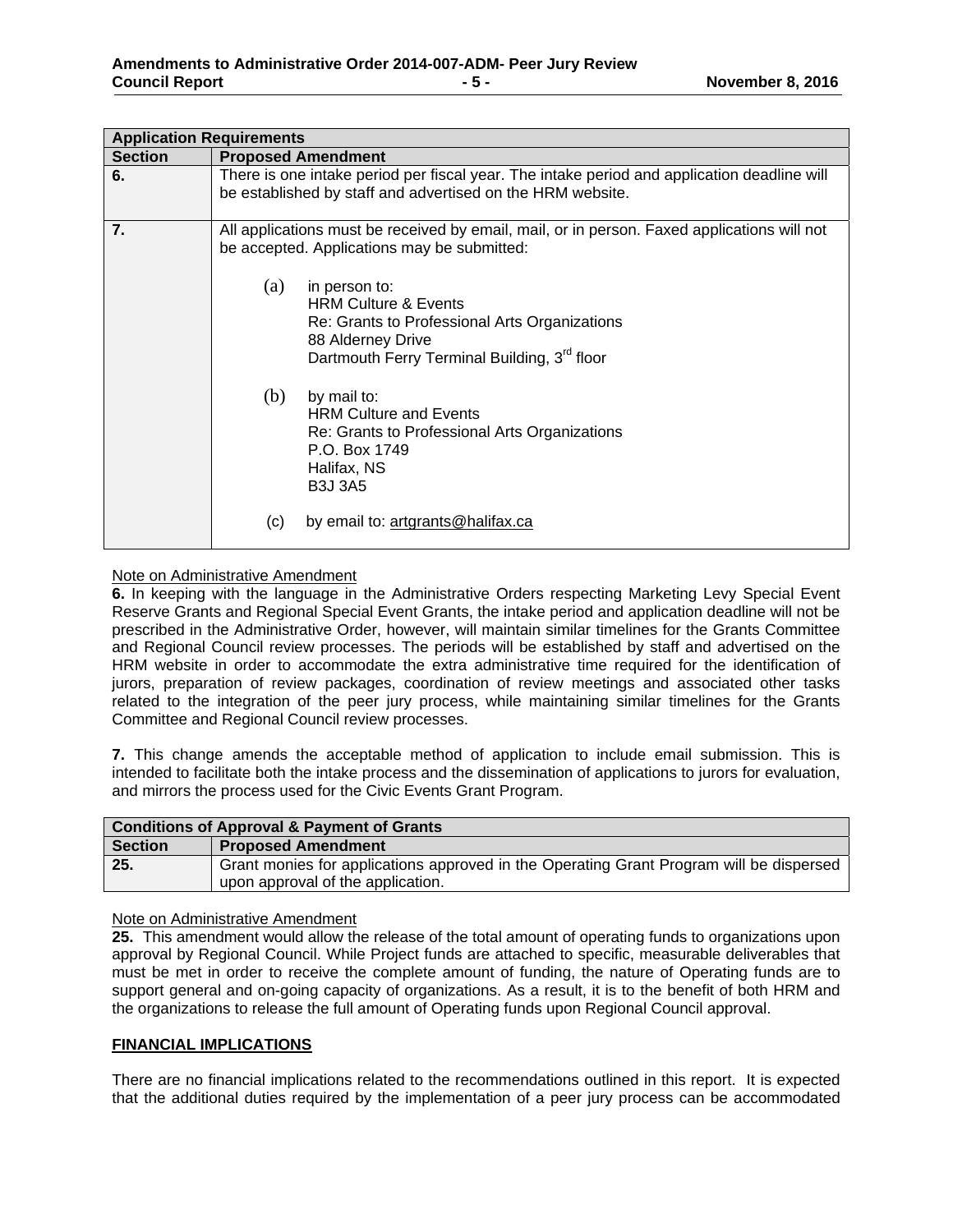| Application Requirements | |
| --- | --- |
| **Section** | **Proposed Amendment** |
| **6.** | There is one intake period per fiscal year. The intake period and application deadline will be established by staff and advertised on the HRM website. |
| **7.** | All applications must be received by email, mail, or in person. Faxed applications will not be accepted. Applications may be submitted:<br><br>(a) in person to:<br>HRM Culture & Events<br>Re: Grants to Professional Arts Organizations<br>88 Alderney Drive<br>Dartmouth Ferry Terminal Building, 3rd floor<br><br>(b) by mail to:<br>HRM Culture and Events<br>Re: Grants to Professional Arts Organizations<br>P.O. Box 1749<br>Halifax, NS<br>B3J 3A5<br><br>(c) by email to: artgrants@halifax.ca |

Note on Administrative Amendment

**6.** In keeping with the language in the Administrative Orders respecting Marketing Levy Special Event Reserve Grants and Regional Special Event Grants, the intake period and application deadline will not be prescribed in the Administrative Order, however, will maintain similar timelines for the Grants Committee and Regional Council review processes. The periods will be established by staff and advertised on the HRM website in order to accommodate the extra administrative time required for the identification of jurors, preparation of review packages, coordination of review meetings and associated other tasks related to the integration of the peer jury process, while maintaining similar timelines for the Grants Committee and Regional Council review processes.

**7.** This change amends the acceptable method of application to include email submission. This is intended to facilitate both the intake process and the dissemination of applications to jurors for evaluation, and mirrors the process used for the Civic Events Grant Program.

| Conditions of Approval & Payment of Grants | |
| --- | --- |
| **Section** | **Proposed Amendment** |
| **25.** | Grant monies for applications approved in the Operating Grant Program will be dispersed upon approval of the application. |

Note on Administrative Amendment

**25.** This amendment would allow the release of the total amount of operating funds to organizations upon approval by Regional Council. While Project funds are attached to specific, measurable deliverables that must be met in order to receive the complete amount of funding, the nature of Operating funds are to support general and on-going capacity of organizations. As a result, it is to the benefit of both HRM and the organizations to release the full amount of Operating funds upon Regional Council approval.

## FINANCIAL IMPLICATIONS

There are no financial implications related to the recommendations outlined in this report. It is expected that the additional duties required by the implementation of a peer jury process can be accommodated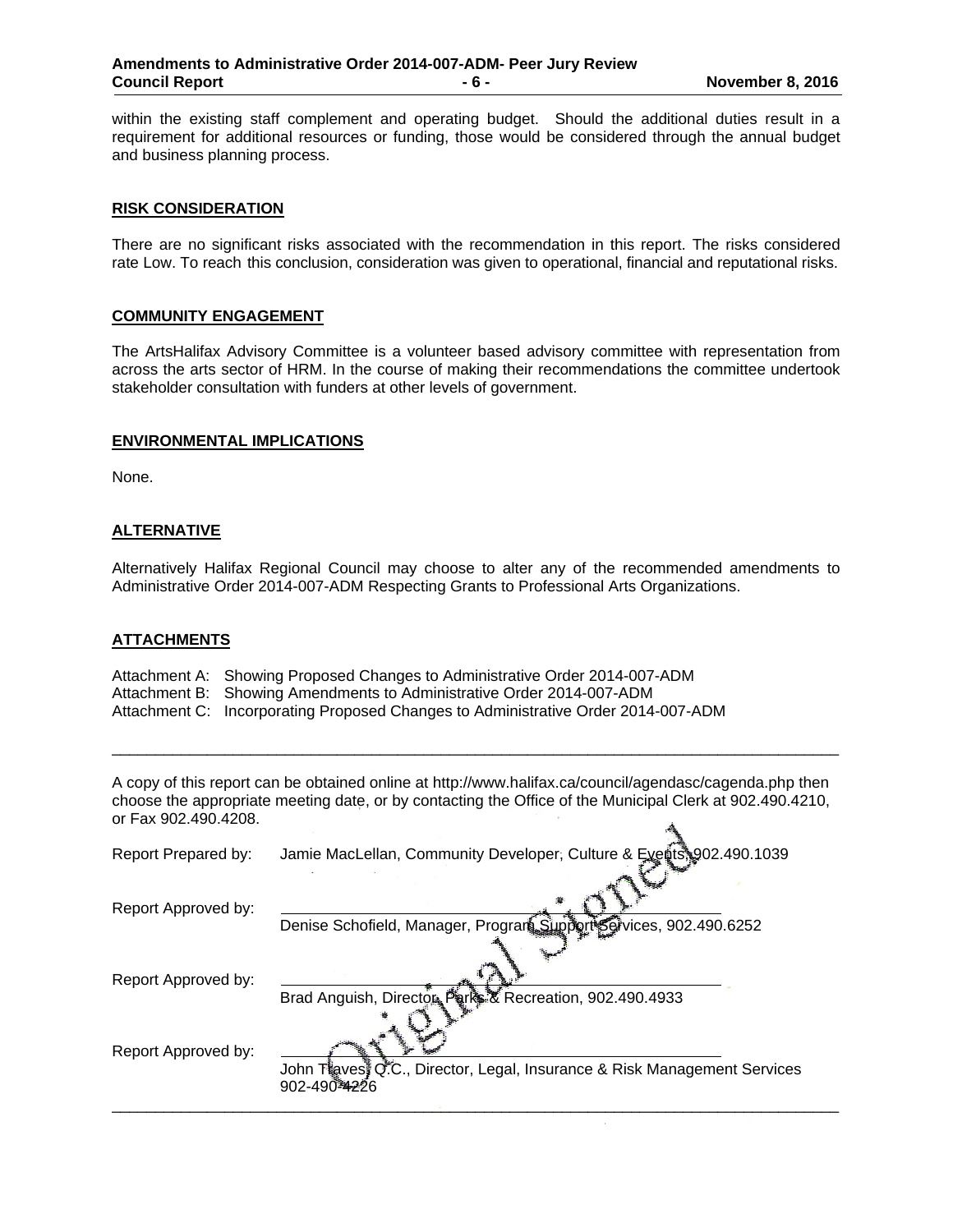within the existing staff complement and operating budget. Should the additional duties result in a requirement for additional resources or funding, those would be considered through the annual budget and business planning process.

## RISK CONSIDERATION

There are no significant risks associated with the recommendation in this report. The risks considered rate Low. To reach this conclusion, consideration was given to operational, financial and reputational risks.

## COMMUNITY ENGAGEMENT

The ArtsHalifax Advisory Committee is a volunteer based advisory committee with representation from across the arts sector of HRM. In the course of making their recommendations the committee undertook stakeholder consultation with funders at other levels of government.

## ENVIRONMENTAL IMPLICATIONS

None.

## ALTERNATIVE

Alternatively Halifax Regional Council may choose to alter any of the recommended amendments to Administrative Order 2014-007-ADM Respecting Grants to Professional Arts Organizations.

## ATTACHMENTS

Attachment A: Showing Proposed Changes to Administrative Order 2014-007-ADM
Attachment B: Showing Amendments to Administrative Order 2014-007-ADM
Attachment C: Incorporating Proposed Changes to Administrative Order 2014-007-ADM

---

A copy of this report can be obtained online at http://www.halifax.ca/council/agendasc/cagenda.php then choose the appropriate meeting date, or by contacting the Office of the Municipal Clerk at 902.490.4210, or Fax 902.490.4208.

Report Prepared by: Jamie MacLellan, Community Developer, Culture & Events, 902.490.1039

Report Approved by: Denise Schofield, Manager, Program Support Services, 902.490.6252

Report Approved by: Brad Anguish, Director, Parks & Recreation, 902.490.4933

Report Approved by: John Traves, Q.C., Director, Legal, Insurance & Risk Management Services 902-490-4226

Original Signed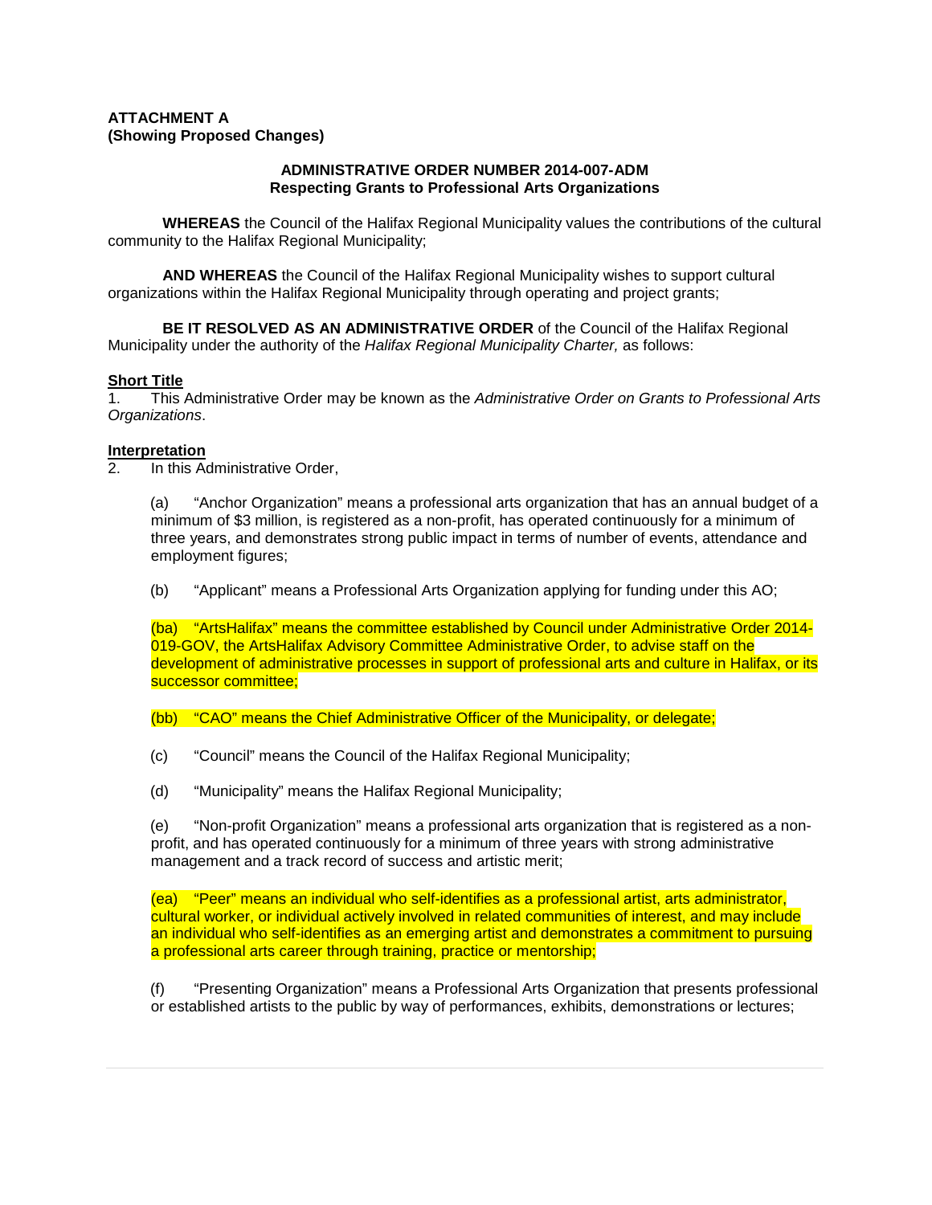**ATTACHMENT A**
**(Showing Proposed Changes)**

**ADMINISTRATIVE ORDER NUMBER 2014-007-ADM**
**Respecting Grants to Professional Arts Organizations**

**WHEREAS** the Council of the Halifax Regional Municipality values the contributions of the cultural community to the Halifax Regional Municipality;

**AND WHEREAS** the Council of the Halifax Regional Municipality wishes to support cultural organizations within the Halifax Regional Municipality through operating and project grants;

**BE IT RESOLVED AS AN ADMINISTRATIVE ORDER** of the Council of the Halifax Regional Municipality under the authority of the *Halifax Regional Municipality Charter,* as follows:

**Short Title**

1. This Administrative Order may be known as the *Administrative Order on Grants to Professional Arts Organizations*.

**Interpretation**

2. In this Administrative Order,

(a) "Anchor Organization" means a professional arts organization that has an annual budget of a minimum of $3 million, is registered as a non-profit, has operated continuously for a minimum of three years, and demonstrates strong public impact in terms of number of events, attendance and employment figures;

(b) "Applicant" means a Professional Arts Organization applying for funding under this AO;

(ba) "ArtsHalifax" means the committee established by Council under Administrative Order 2014-019-GOV, the ArtsHalifax Advisory Committee Administrative Order, to advise staff on the development of administrative processes in support of professional arts and culture in Halifax, or its successor committee;

(bb) "CAO" means the Chief Administrative Officer of the Municipality, or delegate;

(c) "Council" means the Council of the Halifax Regional Municipality;

(d) "Municipality" means the Halifax Regional Municipality;

(e) "Non-profit Organization" means a professional arts organization that is registered as a non-profit, and has operated continuously for a minimum of three years with strong administrative management and a track record of success and artistic merit;

(ea) "Peer" means an individual who self-identifies as a professional artist, arts administrator, cultural worker, or individual actively involved in related communities of interest, and may include an individual who self-identifies as an emerging artist and demonstrates a commitment to pursuing a professional arts career through training, practice or mentorship;

(f) "Presenting Organization" means a Professional Arts Organization that presents professional or established artists to the public by way of performances, exhibits, demonstrations or lectures;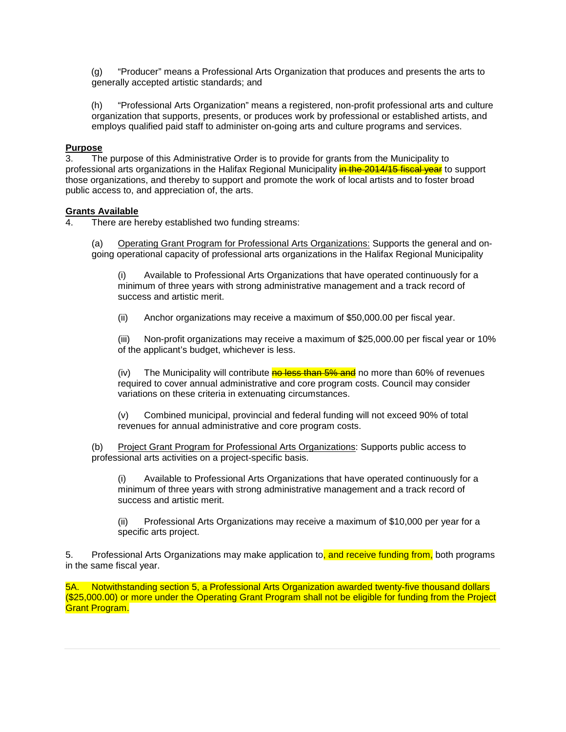(g) "Producer" means a Professional Arts Organization that produces and presents the arts to generally accepted artistic standards; and

(h) "Professional Arts Organization" means a registered, non-profit professional arts and culture organization that supports, presents, or produces work by professional or established artists, and employs qualified paid staff to administer on-going arts and culture programs and services.

**Purpose**

3. The purpose of this Administrative Order is to provide for grants from the Municipality to professional arts organizations in the Halifax Regional Municipality ~~in the 2014/15 fiscal year~~ to support those organizations, and thereby to support and promote the work of local artists and to foster broad public access to, and appreciation of, the arts.

**Grants Available**

4. There are hereby established two funding streams:

(a) Operating Grant Program for Professional Arts Organizations: Supports the general and on-going operational capacity of professional arts organizations in the Halifax Regional Municipality

(i) Available to Professional Arts Organizations that have operated continuously for a minimum of three years with strong administrative management and a track record of success and artistic merit.

(ii) Anchor organizations may receive a maximum of $50,000.00 per fiscal year.

(iii) Non-profit organizations may receive a maximum of $25,000.00 per fiscal year or 10% of the applicant's budget, whichever is less.

(iv) The Municipality will contribute ~~no less than 5% and~~ no more than 60% of revenues required to cover annual administrative and core program costs. Council may consider variations on these criteria in extenuating circumstances.

(v) Combined municipal, provincial and federal funding will not exceed 90% of total revenues for annual administrative and core program costs.

(b) Project Grant Program for Professional Arts Organizations: Supports public access to professional arts activities on a project-specific basis.

(i) Available to Professional Arts Organizations that have operated continuously for a minimum of three years with strong administrative management and a track record of success and artistic merit.

(ii) Professional Arts Organizations may receive a maximum of $10,000 per year for a specific arts project.

5. Professional Arts Organizations may make application to, and receive funding from, both programs in the same fiscal year.

5A. Notwithstanding section 5, a Professional Arts Organization awarded twenty-five thousand dollars ($25,000.00) or more under the Operating Grant Program shall not be eligible for funding from the Project Grant Program.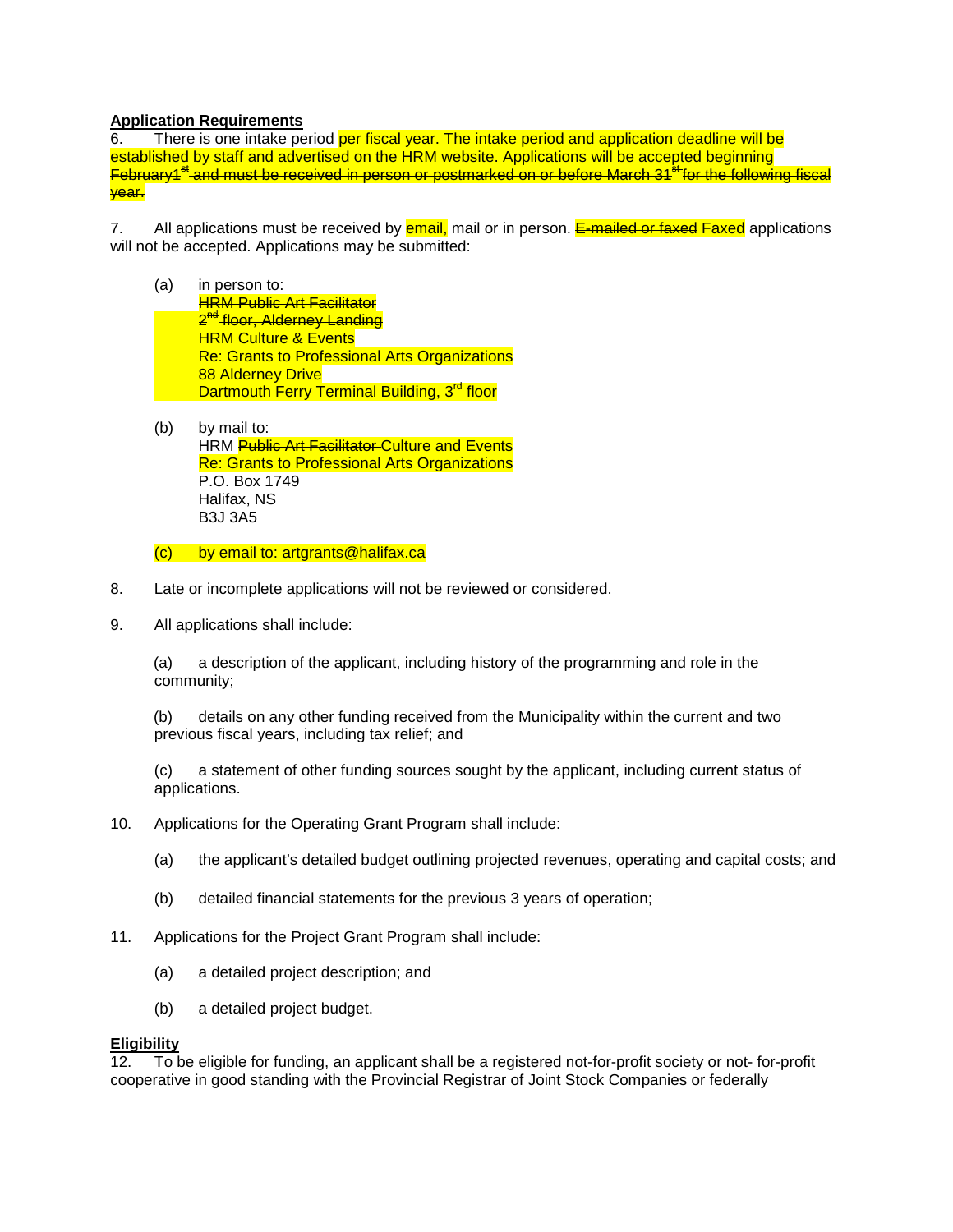**Application Requirements**

6. There is one intake period per fiscal year. The intake period and application deadline will be established by staff and advertised on the HRM website. ~~Applications will be accepted beginning February1[st] and must be received in person or postmarked on or before March 31[st] for the following fiscal year.~~

7. All applications must be received by email, mail or in person. ~~E-mailed or faxed~~ Faxed applications will not be accepted. Applications may be submitted:

   (a) in person to:
   ~~HRM Public Art Facilitator~~
   ~~2[nd] floor, Alderney Landing~~
   HRM Culture & Events
   Re: Grants to Professional Arts Organizations
   88 Alderney Drive
   Dartmouth Ferry Terminal Building, 3[rd] floor

   (b) by mail to:
   HRM ~~Public Art Facilitator~~ Culture and Events
   Re: Grants to Professional Arts Organizations
   P.O. Box 1749
   Halifax, NS
   B3J 3A5

   (c) by email to: artgrants@halifax.ca

8. Late or incomplete applications will not be reviewed or considered.

9. All applications shall include:

   (a) a description of the applicant, including history of the programming and role in the community;

   (b) details on any other funding received from the Municipality within the current and two previous fiscal years, including tax relief; and

   (c) a statement of other funding sources sought by the applicant, including current status of applications.

10. Applications for the Operating Grant Program shall include:

    (a) the applicant's detailed budget outlining projected revenues, operating and capital costs; and

    (b) detailed financial statements for the previous 3 years of operation;

11. Applications for the Project Grant Program shall include:

    (a) a detailed project description; and

    (b) a detailed project budget.

**Eligibility**

12. To be eligible for funding, an applicant shall be a registered not-for-profit society or not- for-profit cooperative in good standing with the Provincial Registrar of Joint Stock Companies or federally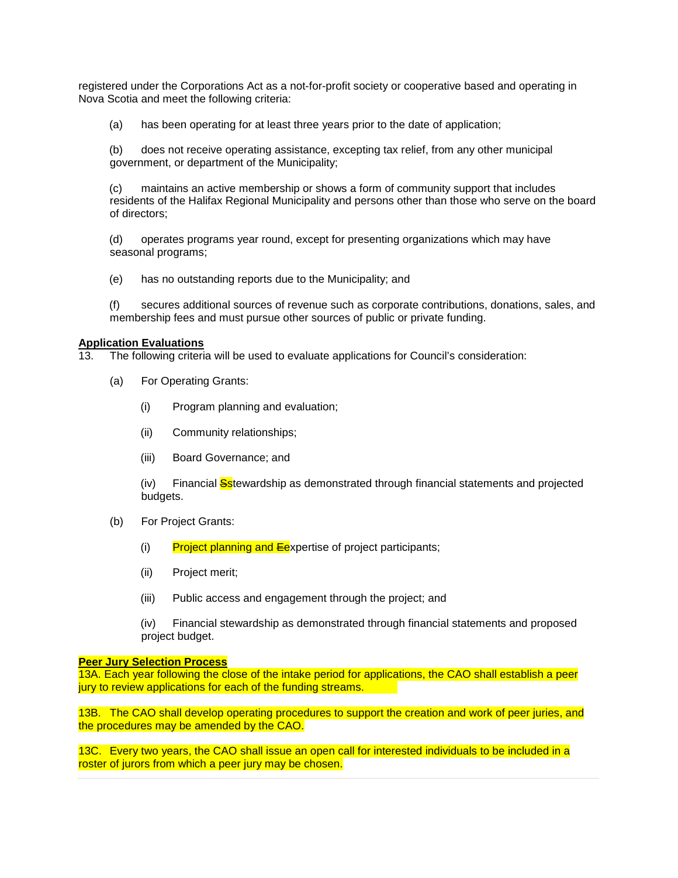registered under the Corporations Act as a not-for-profit society or cooperative based and operating in Nova Scotia and meet the following criteria:

(a) has been operating for at least three years prior to the date of application;

(b) does not receive operating assistance, excepting tax relief, from any other municipal government, or department of the Municipality;

(c) maintains an active membership or shows a form of community support that includes residents of the Halifax Regional Municipality and persons other than those who serve on the board of directors;

(d) operates programs year round, except for presenting organizations which may have seasonal programs;

(e) has no outstanding reports due to the Municipality; and

(f) secures additional sources of revenue such as corporate contributions, donations, sales, and membership fees and must pursue other sources of public or private funding.

**Application Evaluations**

13. The following criteria will be used to evaluate applications for Council's consideration:

(a) For Operating Grants:

(i) Program planning and evaluation;

(ii) Community relationships;

(iii) Board Governance; and

(iv) Financial ~~S~~stewardship as demonstrated through financial statements and projected budgets.

(b) For Project Grants:

(i) Project planning and ~~E~~expertise of project participants;

(ii) Project merit;

(iii) Public access and engagement through the project; and

(iv) Financial stewardship as demonstrated through financial statements and proposed project budget.

**Peer Jury Selection Process**

13A. Each year following the close of the intake period for applications, the CAO shall establish a peer jury to review applications for each of the funding streams.

13B. The CAO shall develop operating procedures to support the creation and work of peer juries, and the procedures may be amended by the CAO.

13C. Every two years, the CAO shall issue an open call for interested individuals to be included in a roster of jurors from which a peer jury may be chosen.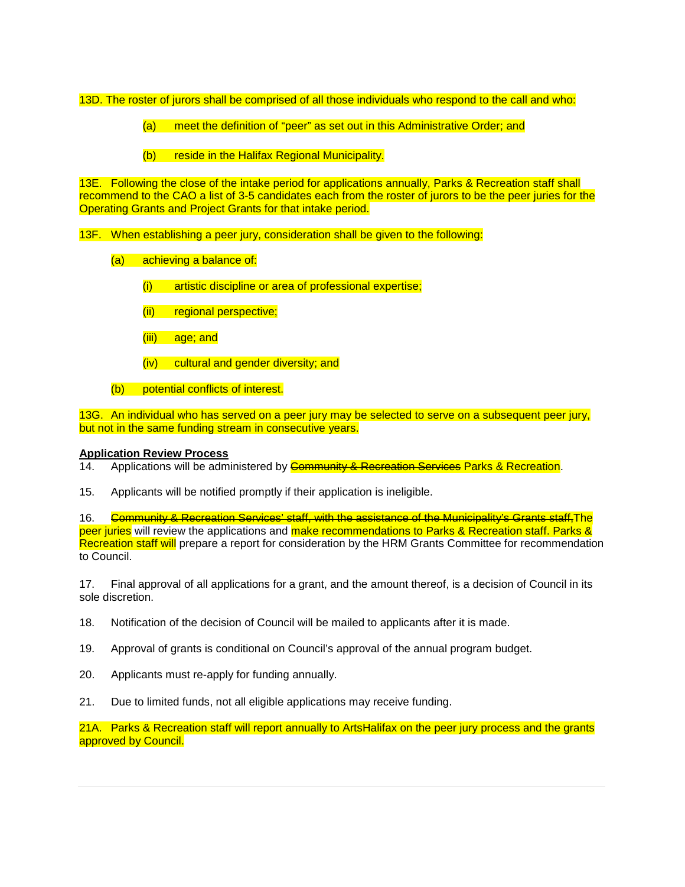13D. The roster of jurors shall be comprised of all those individuals who respond to the call and who:

(a) meet the definition of "peer" as set out in this Administrative Order; and

(b) reside in the Halifax Regional Municipality.

13E. Following the close of the intake period for applications annually, Parks & Recreation staff shall recommend to the CAO a list of 3-5 candidates each from the roster of jurors to be the peer juries for the Operating Grants and Project Grants for that intake period.

13F. When establishing a peer jury, consideration shall be given to the following:

(a) achieving a balance of:

(i) artistic discipline or area of professional expertise;

(ii) regional perspective;

(iii) age; and

(iv) cultural and gender diversity; and

(b) potential conflicts of interest.

13G. An individual who has served on a peer jury may be selected to serve on a subsequent peer jury, but not in the same funding stream in consecutive years.

**Application Review Process**

14. Applications will be administered by ~~Community & Recreation Services~~ Parks & Recreation.

15. Applicants will be notified promptly if their application is ineligible.

16. ~~Community & Recreation Services' staff, with the assistance of the Municipality's Grants staff,~~The peer juries will review the applications and make recommendations to Parks & Recreation staff. Parks & Recreation staff will prepare a report for consideration by the HRM Grants Committee for recommendation to Council.

17. Final approval of all applications for a grant, and the amount thereof, is a decision of Council in its sole discretion.

18. Notification of the decision of Council will be mailed to applicants after it is made.

19. Approval of grants is conditional on Council's approval of the annual program budget.

20. Applicants must re-apply for funding annually.

21. Due to limited funds, not all eligible applications may receive funding.

21A. Parks & Recreation staff will report annually to ArtsHalifax on the peer jury process and the grants approved by Council.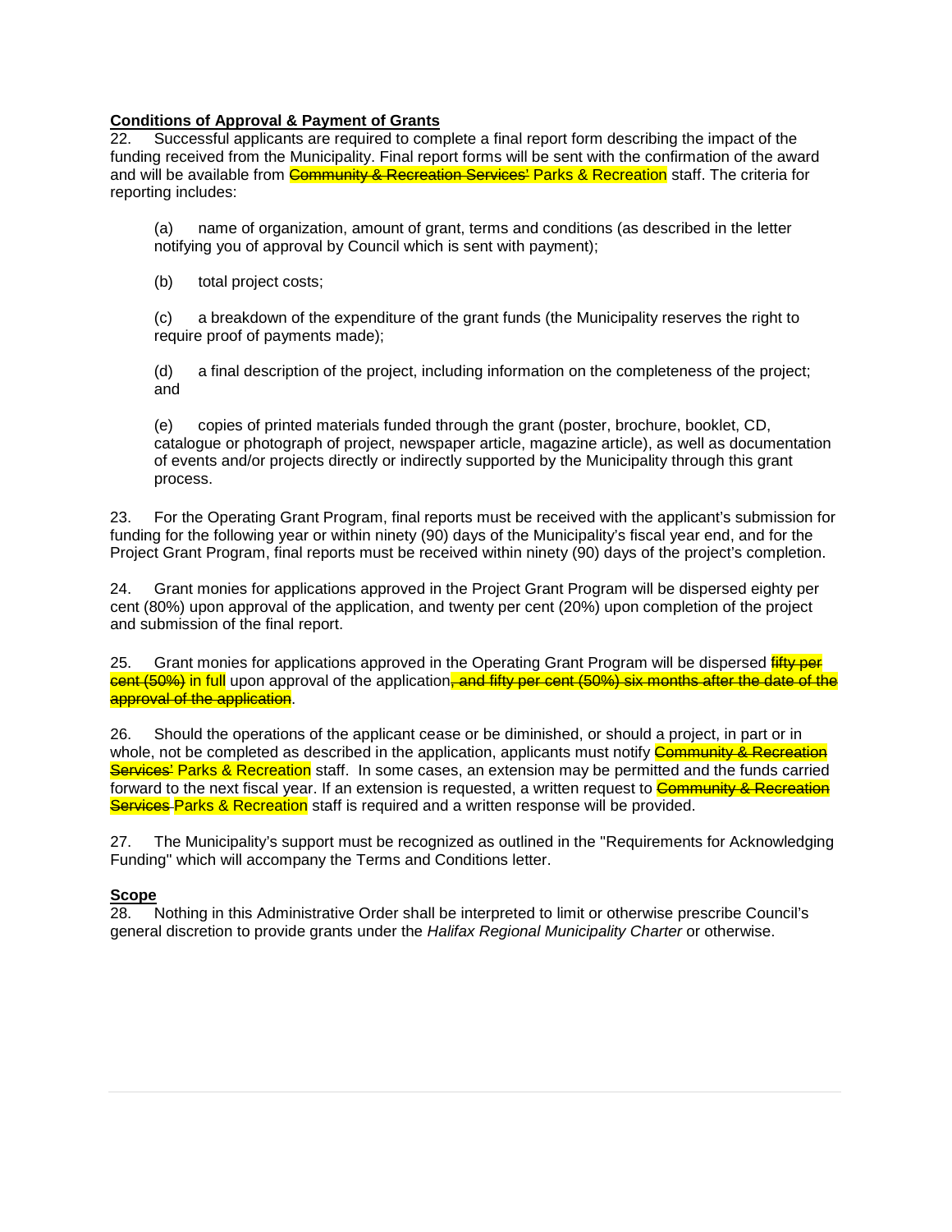**Conditions of Approval & Payment of Grants**

22. Successful applicants are required to complete a final report form describing the impact of the funding received from the Municipality. Final report forms will be sent with the confirmation of the award and will be available from ~~Community & Recreation Services'~~ Parks & Recreation staff. The criteria for reporting includes:

(a) name of organization, amount of grant, terms and conditions (as described in the letter notifying you of approval by Council which is sent with payment);

(b) total project costs;

(c) a breakdown of the expenditure of the grant funds (the Municipality reserves the right to require proof of payments made);

(d) a final description of the project, including information on the completeness of the project; and

(e) copies of printed materials funded through the grant (poster, brochure, booklet, CD, catalogue or photograph of project, newspaper article, magazine article), as well as documentation of events and/or projects directly or indirectly supported by the Municipality through this grant process.

23. For the Operating Grant Program, final reports must be received with the applicant's submission for funding for the following year or within ninety (90) days of the Municipality's fiscal year end, and for the Project Grant Program, final reports must be received within ninety (90) days of the project's completion.

24. Grant monies for applications approved in the Project Grant Program will be dispersed eighty per cent (80%) upon approval of the application, and twenty per cent (20%) upon completion of the project and submission of the final report.

25. Grant monies for applications approved in the Operating Grant Program will be dispersed ~~fifty per cent (50%)~~ in full upon approval of the application~~, and fifty per cent (50%) six months after the date of the approval of the application~~.

26. Should the operations of the applicant cease or be diminished, or should a project, in part or in whole, not be completed as described in the application, applicants must notify ~~Community & Recreation Services'~~ Parks & Recreation staff. In some cases, an extension may be permitted and the funds carried forward to the next fiscal year. If an extension is requested, a written request to ~~Community & Recreation Services~~ Parks & Recreation staff is required and a written response will be provided.

27. The Municipality's support must be recognized as outlined in the "Requirements for Acknowledging Funding" which will accompany the Terms and Conditions letter.

**Scope**

28. Nothing in this Administrative Order shall be interpreted to limit or otherwise prescribe Council's general discretion to provide grants under the *Halifax Regional Municipality Charter* or otherwise.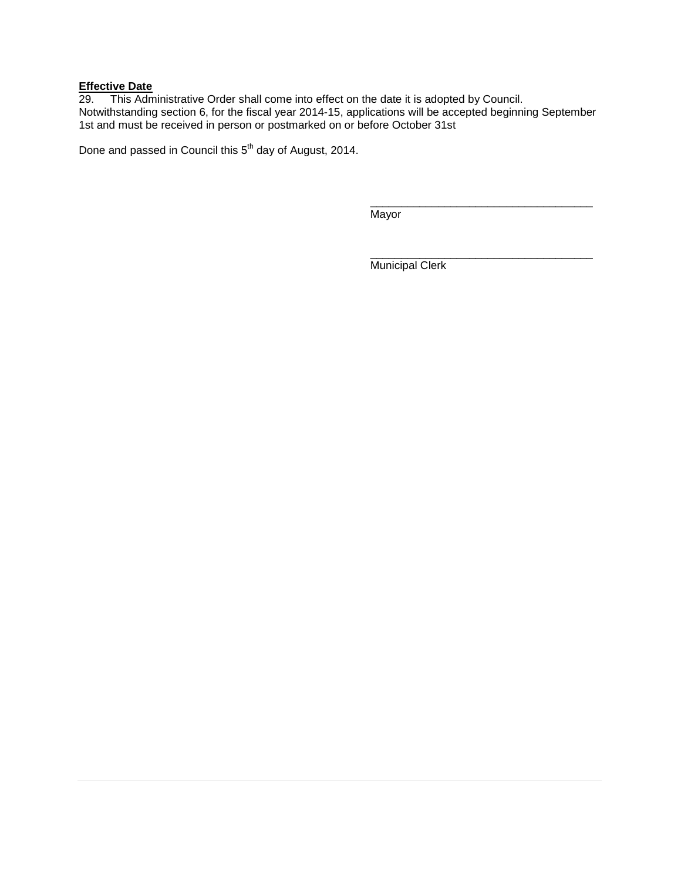**Effective Date**

29. This Administrative Order shall come into effect on the date it is adopted by Council. Notwithstanding section 6, for the fiscal year 2014-15, applications will be accepted beginning September 1st and must be received in person or postmarked on or before October 31st

Done and passed in Council this 5th day of August, 2014.

\_\_\_\_\_\_\_\_\_\_\_\_\_\_\_\_\_\_\_\_\_\_\_\_\_\_\_\_\_\_\_\_\_\_\_\_\_\_

Mayor

\_\_\_\_\_\_\_\_\_\_\_\_\_\_\_\_\_\_\_\_\_\_\_\_\_\_\_\_\_\_\_\_\_\_\_\_\_\_

Municipal Clerk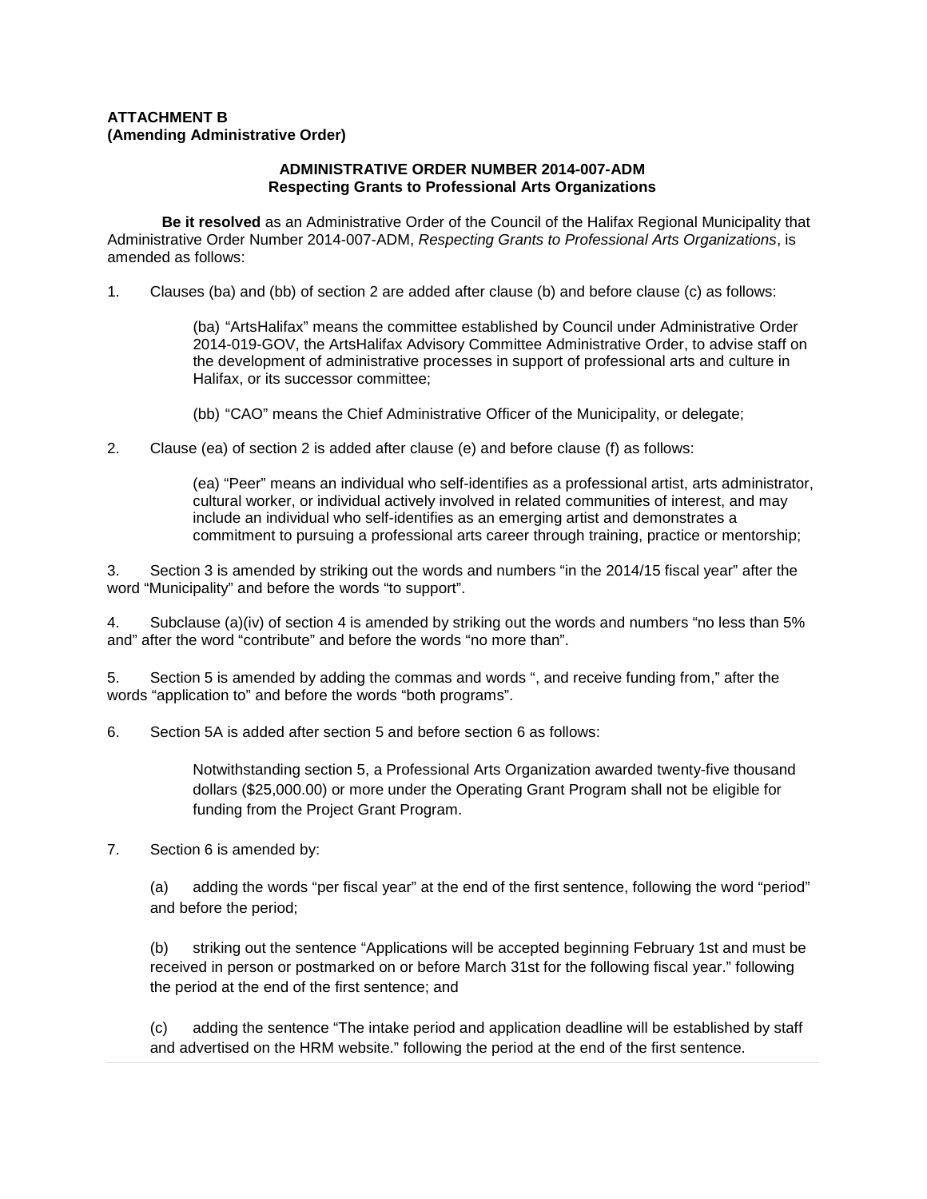**ATTACHMENT B**
**(Amending Administrative Order)**

**ADMINISTRATIVE ORDER NUMBER 2014-007-ADM**
**Respecting Grants to Professional Arts Organizations**

**Be it resolved** as an Administrative Order of the Council of the Halifax Regional Municipality that Administrative Order Number 2014-007-ADM, *Respecting Grants to Professional Arts Organizations*, is amended as follows:

1. Clauses (ba) and (bb) of section 2 are added after clause (b) and before clause (c) as follows:

   (ba) "ArtsHalifax" means the committee established by Council under Administrative Order 2014-019-GOV, the ArtsHalifax Advisory Committee Administrative Order, to advise staff on the development of administrative processes in support of professional arts and culture in Halifax, or its successor committee;

   (bb) "CAO" means the Chief Administrative Officer of the Municipality, or delegate;

2. Clause (ea) of section 2 is added after clause (e) and before clause (f) as follows:

   (ea) "Peer" means an individual who self-identifies as a professional artist, arts administrator, cultural worker, or individual actively involved in related communities of interest, and may include an individual who self-identifies as an emerging artist and demonstrates a commitment to pursuing a professional arts career through training, practice or mentorship;

3. Section 3 is amended by striking out the words and numbers "in the 2014/15 fiscal year" after the word "Municipality" and before the words "to support".

4. Subclause (a)(iv) of section 4 is amended by striking out the words and numbers "no less than 5% and" after the word "contribute" and before the words "no more than".

5. Section 5 is amended by adding the commas and words ", and receive funding from," after the words "application to" and before the words "both programs".

6. Section 5A is added after section 5 and before section 6 as follows:

   Notwithstanding section 5, a Professional Arts Organization awarded twenty-five thousand dollars ($25,000.00) or more under the Operating Grant Program shall not be eligible for funding from the Project Grant Program.

7. Section 6 is amended by:

   (a) adding the words "per fiscal year" at the end of the first sentence, following the word "period" and before the period;

   (b) striking out the sentence "Applications will be accepted beginning February 1st and must be received in person or postmarked on or before March 31st for the following fiscal year." following the period at the end of the first sentence; and

   (c) adding the sentence "The intake period and application deadline will be established by staff and advertised on the HRM website." following the period at the end of the first sentence.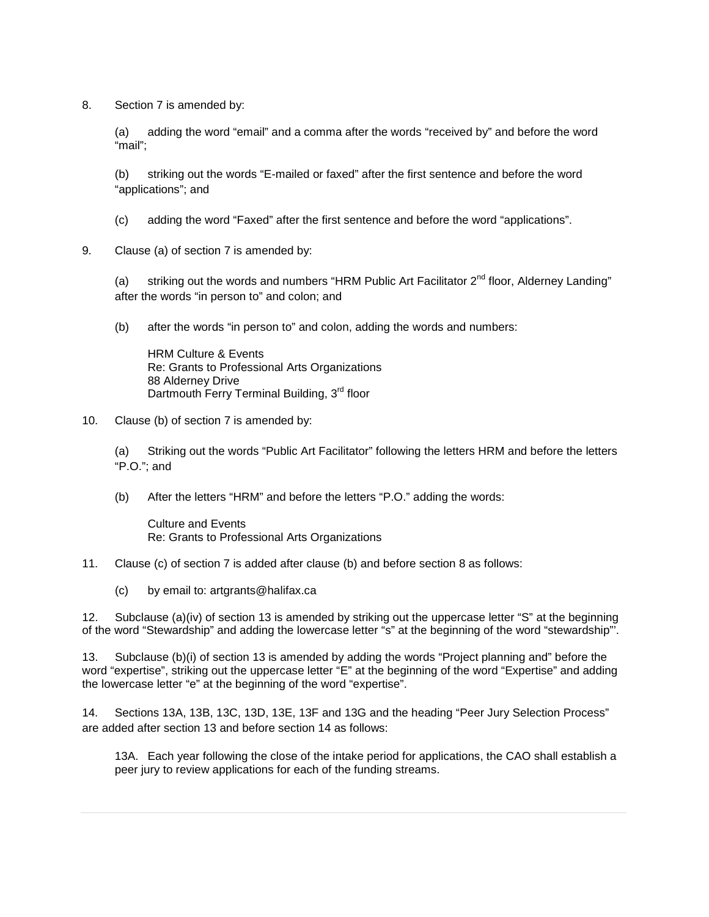8. Section 7 is amended by:

   (a) adding the word “email” and a comma after the words “received by” and before the word “mail”;

   (b) striking out the words “E-mailed or faxed” after the first sentence and before the word “applications”; and

   (c) adding the word “Faxed” after the first sentence and before the word “applications”.

9. Clause (a) of section 7 is amended by:

   (a) striking out the words and numbers “HRM Public Art Facilitator 2nd floor, Alderney Landing” after the words “in person to” and colon; and

   (b) after the words “in person to” and colon, adding the words and numbers:

      HRM Culture & Events
      Re: Grants to Professional Arts Organizations
      88 Alderney Drive
      Dartmouth Ferry Terminal Building, 3rd floor

10. Clause (b) of section 7 is amended by:

   (a) Striking out the words “Public Art Facilitator” following the letters HRM and before the letters “P.O.”; and

   (b) After the letters “HRM” and before the letters “P.O.” adding the words:

      Culture and Events
      Re: Grants to Professional Arts Organizations

11. Clause (c) of section 7 is added after clause (b) and before section 8 as follows:

   (c) by email to: artgrants@halifax.ca

12. Subclause (a)(iv) of section 13 is amended by striking out the uppercase letter “S” at the beginning of the word “Stewardship” and adding the lowercase letter “s” at the beginning of the word “stewardship”’.

13. Subclause (b)(i) of section 13 is amended by adding the words “Project planning and” before the word “expertise”, striking out the uppercase letter “E” at the beginning of the word “Expertise” and adding the lowercase letter “e” at the beginning of the word “expertise”.

14. Sections 13A, 13B, 13C, 13D, 13E, 13F and 13G and the heading “Peer Jury Selection Process” are added after section 13 and before section 14 as follows:

   13A. Each year following the close of the intake period for applications, the CAO shall establish a peer jury to review applications for each of the funding streams.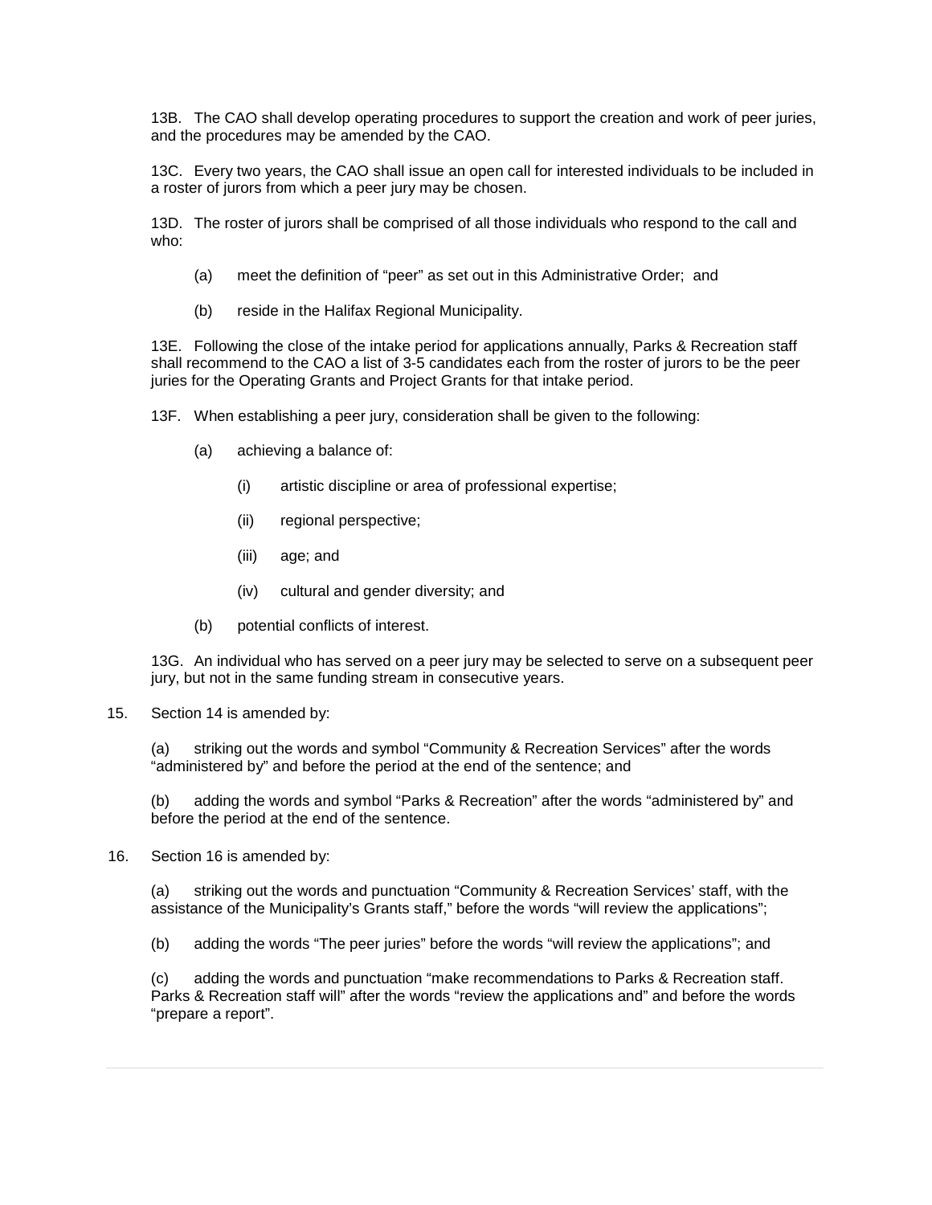13B. The CAO shall develop operating procedures to support the creation and work of peer juries, and the procedures may be amended by the CAO.

13C. Every two years, the CAO shall issue an open call for interested individuals to be included in a roster of jurors from which a peer jury may be chosen.

13D. The roster of jurors shall be comprised of all those individuals who respond to the call and who:

(a) meet the definition of "peer" as set out in this Administrative Order; and

(b) reside in the Halifax Regional Municipality.

13E. Following the close of the intake period for applications annually, Parks & Recreation staff shall recommend to the CAO a list of 3-5 candidates each from the roster of jurors to be the peer juries for the Operating Grants and Project Grants for that intake period.

13F. When establishing a peer jury, consideration shall be given to the following:

(a) achieving a balance of:

(i) artistic discipline or area of professional expertise;

(ii) regional perspective;

(iii) age; and

(iv) cultural and gender diversity; and

(b) potential conflicts of interest.

13G. An individual who has served on a peer jury may be selected to serve on a subsequent peer jury, but not in the same funding stream in consecutive years.

15. Section 14 is amended by:

(a) striking out the words and symbol "Community & Recreation Services" after the words "administered by" and before the period at the end of the sentence; and

(b) adding the words and symbol "Parks & Recreation" after the words "administered by" and before the period at the end of the sentence.

16. Section 16 is amended by:

(a) striking out the words and punctuation "Community & Recreation Services' staff, with the assistance of the Municipality's Grants staff," before the words "will review the applications";

(b) adding the words "The peer juries" before the words "will review the applications"; and

(c) adding the words and punctuation "make recommendations to Parks & Recreation staff. Parks & Recreation staff will" after the words "review the applications and" and before the words "prepare a report".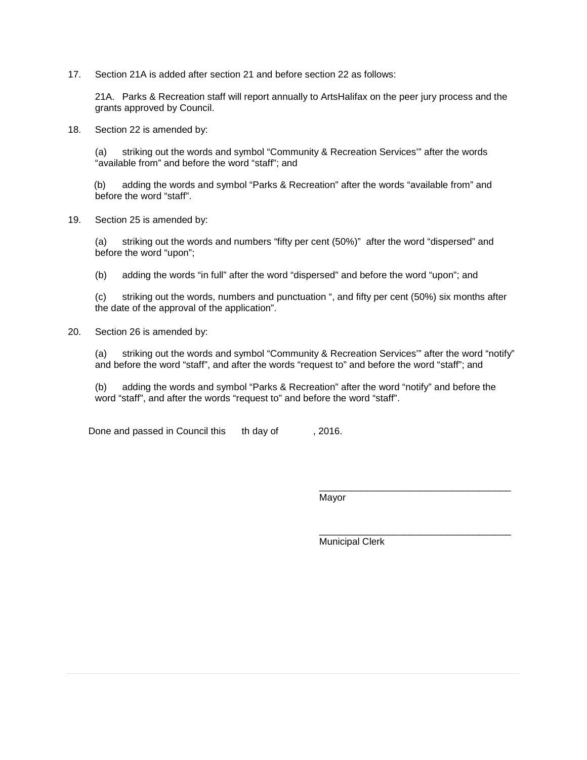17. Section 21A is added after section 21 and before section 22 as follows:

 21A. Parks & Recreation staff will report annually to ArtsHalifax on the peer jury process and the grants approved by Council.

18. Section 22 is amended by:

 (a) striking out the words and symbol “Community & Recreation Services’” after the words “available from” and before the word “staff”; and

 (b) adding the words and symbol “Parks & Recreation” after the words “available from” and before the word “staff”.

19. Section 25 is amended by:

 (a) striking out the words and numbers “fifty per cent (50%)” after the word “dispersed” and before the word “upon”;

 (b) adding the words “in full” after the word “dispersed” and before the word “upon”; and

 (c) striking out the words, numbers and punctuation “, and fifty per cent (50%) six months after the date of the approval of the application”.

20. Section 26 is amended by:

 (a) striking out the words and symbol “Community & Recreation Services’” after the word “notify” and before the word “staff”, and after the words “request to” and before the word “staff”; and

 (b) adding the words and symbol “Parks & Recreation” after the word “notify” and before the word “staff”, and after the words “request to” and before the word “staff”.

Done and passed in Council this th day of , 2016.

\_\_\_\_\_\_\_\_\_\_\_\_\_\_\_\_\_\_\_\_\_\_\_\_\_\_\_\_\_\_\_\_\_\_\_\_
Mayor

\_\_\_\_\_\_\_\_\_\_\_\_\_\_\_\_\_\_\_\_\_\_\_\_\_\_\_\_\_\_\_\_\_\_\_\_
Municipal Clerk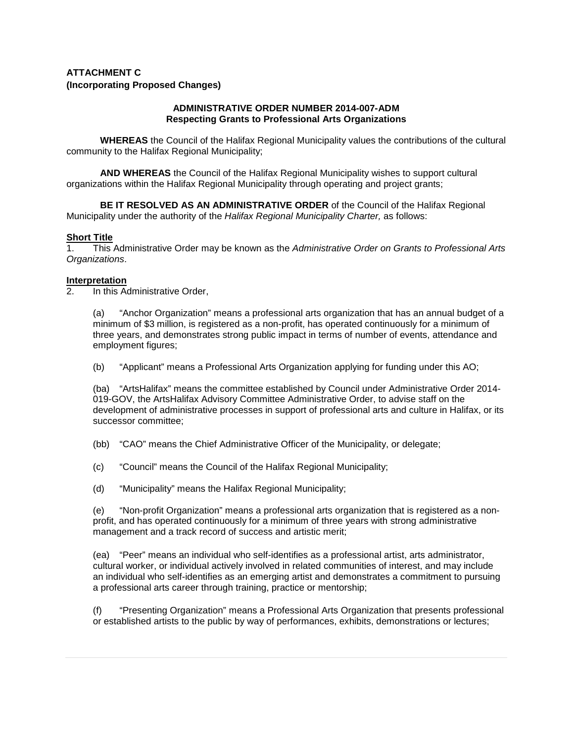**ATTACHMENT C**
**(Incorporating Proposed Changes)**

**ADMINISTRATIVE ORDER NUMBER 2014-007-ADM**
**Respecting Grants to Professional Arts Organizations**

**WHEREAS** the Council of the Halifax Regional Municipality values the contributions of the cultural community to the Halifax Regional Municipality;

**AND WHEREAS** the Council of the Halifax Regional Municipality wishes to support cultural organizations within the Halifax Regional Municipality through operating and project grants;

**BE IT RESOLVED AS AN ADMINISTRATIVE ORDER** of the Council of the Halifax Regional Municipality under the authority of the *Halifax Regional Municipality Charter,* as follows:

**Short Title**

1. This Administrative Order may be known as the *Administrative Order on Grants to Professional Arts Organizations*.

**Interpretation**

2. In this Administrative Order,

(a) "Anchor Organization" means a professional arts organization that has an annual budget of a minimum of $3 million, is registered as a non-profit, has operated continuously for a minimum of three years, and demonstrates strong public impact in terms of number of events, attendance and employment figures;

(b) "Applicant" means a Professional Arts Organization applying for funding under this AO;

(ba) "ArtsHalifax" means the committee established by Council under Administrative Order 2014-019-GOV, the ArtsHalifax Advisory Committee Administrative Order, to advise staff on the development of administrative processes in support of professional arts and culture in Halifax, or its successor committee;

(bb) "CAO" means the Chief Administrative Officer of the Municipality, or delegate;

(c) "Council" means the Council of the Halifax Regional Municipality;

(d) "Municipality" means the Halifax Regional Municipality;

(e) "Non-profit Organization" means a professional arts organization that is registered as a non-profit, and has operated continuously for a minimum of three years with strong administrative management and a track record of success and artistic merit;

(ea) "Peer" means an individual who self-identifies as a professional artist, arts administrator, cultural worker, or individual actively involved in related communities of interest, and may include an individual who self-identifies as an emerging artist and demonstrates a commitment to pursuing a professional arts career through training, practice or mentorship;

(f) "Presenting Organization" means a Professional Arts Organization that presents professional or established artists to the public by way of performances, exhibits, demonstrations or lectures;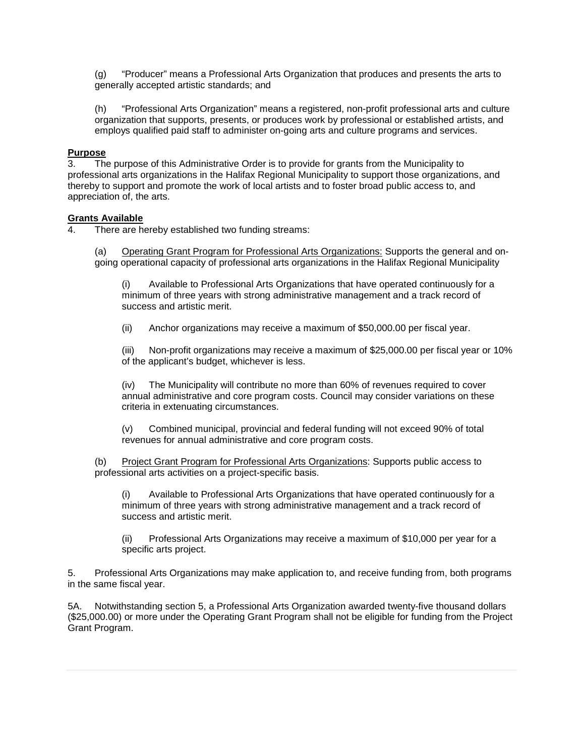(g) “Producer” means a Professional Arts Organization that produces and presents the arts to generally accepted artistic standards; and

(h) “Professional Arts Organization” means a registered, non-profit professional arts and culture organization that supports, presents, or produces work by professional or established artists, and employs qualified paid staff to administer on-going arts and culture programs and services.

**Purpose**

3. The purpose of this Administrative Order is to provide for grants from the Municipality to professional arts organizations in the Halifax Regional Municipality to support those organizations, and thereby to support and promote the work of local artists and to foster broad public access to, and appreciation of, the arts.

**Grants Available**

4. There are hereby established two funding streams:

(a) Operating Grant Program for Professional Arts Organizations: Supports the general and on-going operational capacity of professional arts organizations in the Halifax Regional Municipality

(i) Available to Professional Arts Organizations that have operated continuously for a minimum of three years with strong administrative management and a track record of success and artistic merit.

(ii) Anchor organizations may receive a maximum of $50,000.00 per fiscal year.

(iii) Non-profit organizations may receive a maximum of $25,000.00 per fiscal year or 10% of the applicant’s budget, whichever is less.

(iv) The Municipality will contribute no more than 60% of revenues required to cover annual administrative and core program costs. Council may consider variations on these criteria in extenuating circumstances.

(v) Combined municipal, provincial and federal funding will not exceed 90% of total revenues for annual administrative and core program costs.

(b) Project Grant Program for Professional Arts Organizations: Supports public access to professional arts activities on a project-specific basis.

(i) Available to Professional Arts Organizations that have operated continuously for a minimum of three years with strong administrative management and a track record of success and artistic merit.

(ii) Professional Arts Organizations may receive a maximum of $10,000 per year for a specific arts project.

5. Professional Arts Organizations may make application to, and receive funding from, both programs in the same fiscal year.

5A. Notwithstanding section 5, a Professional Arts Organization awarded twenty-five thousand dollars ($25,000.00) or more under the Operating Grant Program shall not be eligible for funding from the Project Grant Program.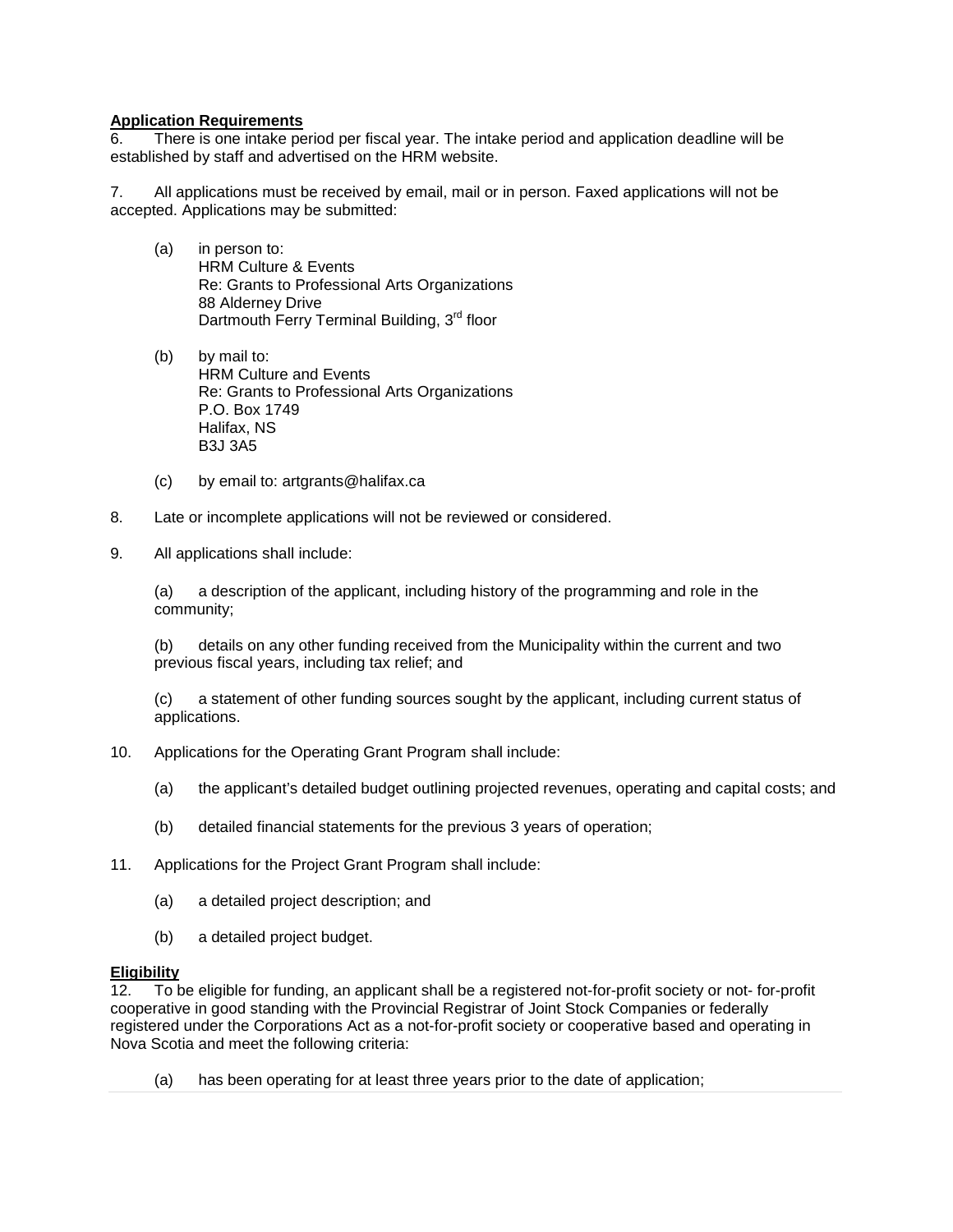**Application Requirements**

6. There is one intake period per fiscal year. The intake period and application deadline will be established by staff and advertised on the HRM website.

7. All applications must be received by email, mail or in person. Faxed applications will not be accepted. Applications may be submitted:

   (a) in person to:
   HRM Culture & Events
   Re: Grants to Professional Arts Organizations
   88 Alderney Drive
   Dartmouth Ferry Terminal Building, 3rd floor

   (b) by mail to:
   HRM Culture and Events
   Re: Grants to Professional Arts Organizations
   P.O. Box 1749
   Halifax, NS
   B3J 3A5

   (c) by email to: artgrants@halifax.ca

8. Late or incomplete applications will not be reviewed or considered.

9. All applications shall include:

   (a) a description of the applicant, including history of the programming and role in the community;

   (b) details on any other funding received from the Municipality within the current and two previous fiscal years, including tax relief; and

   (c) a statement of other funding sources sought by the applicant, including current status of applications.

10. Applications for the Operating Grant Program shall include:

   (a) the applicant's detailed budget outlining projected revenues, operating and capital costs; and

   (b) detailed financial statements for the previous 3 years of operation;

11. Applications for the Project Grant Program shall include:

   (a) a detailed project description; and

   (b) a detailed project budget.

**Eligibility**

12. To be eligible for funding, an applicant shall be a registered not-for-profit society or not- for-profit cooperative in good standing with the Provincial Registrar of Joint Stock Companies or federally registered under the Corporations Act as a not-for-profit society or cooperative based and operating in Nova Scotia and meet the following criteria:

   (a) has been operating for at least three years prior to the date of application;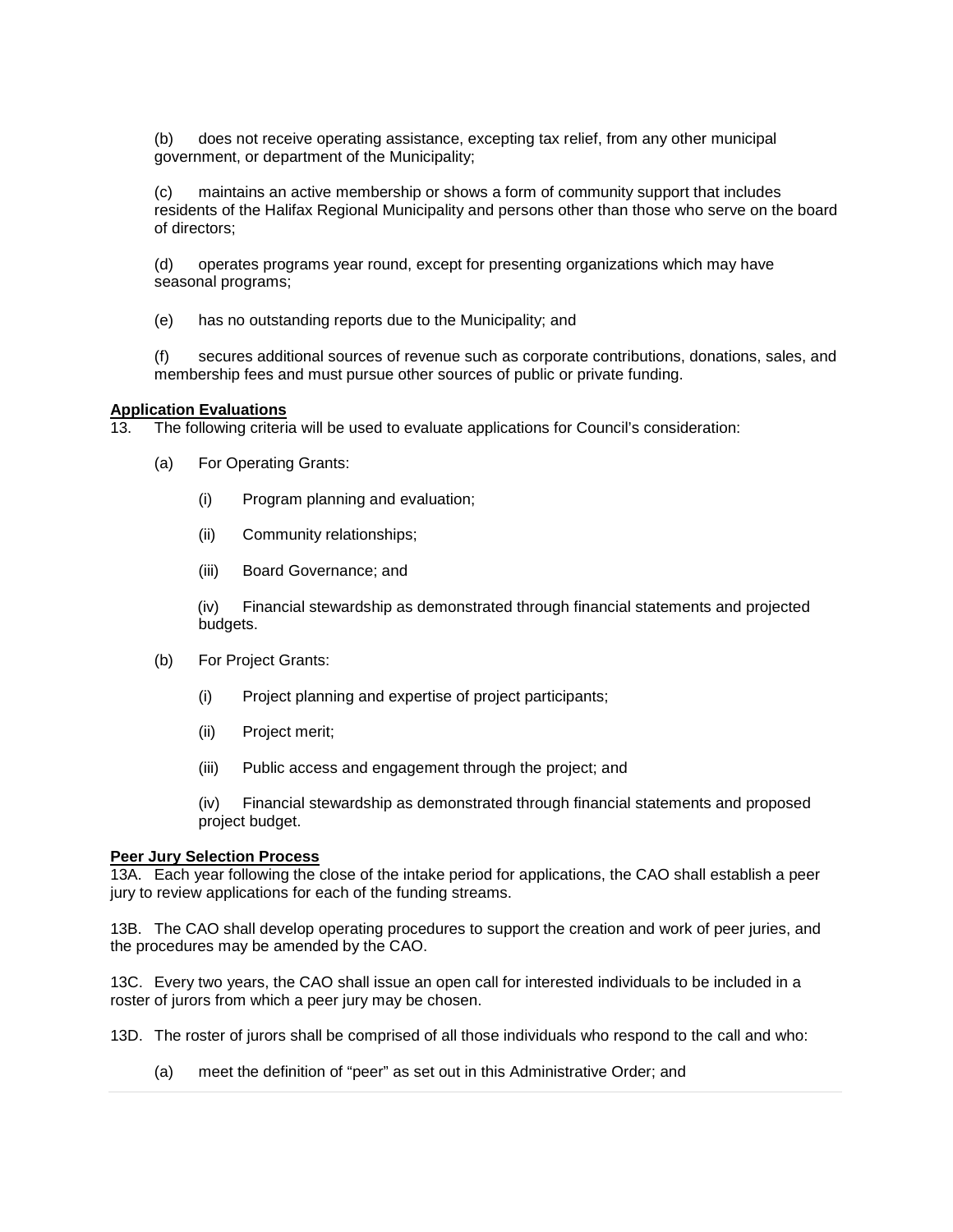(b) does not receive operating assistance, excepting tax relief, from any other municipal government, or department of the Municipality;

(c) maintains an active membership or shows a form of community support that includes residents of the Halifax Regional Municipality and persons other than those who serve on the board of directors;

(d) operates programs year round, except for presenting organizations which may have seasonal programs;

(e) has no outstanding reports due to the Municipality; and

(f) secures additional sources of revenue such as corporate contributions, donations, sales, and membership fees and must pursue other sources of public or private funding.

**Application Evaluations**

13. The following criteria will be used to evaluate applications for Council's consideration:

(a) For Operating Grants:

(i) Program planning and evaluation;

(ii) Community relationships;

(iii) Board Governance; and

(iv) Financial stewardship as demonstrated through financial statements and projected budgets.

(b) For Project Grants:

(i) Project planning and expertise of project participants;

(ii) Project merit;

(iii) Public access and engagement through the project; and

(iv) Financial stewardship as demonstrated through financial statements and proposed project budget.

**Peer Jury Selection Process**

13A. Each year following the close of the intake period for applications, the CAO shall establish a peer jury to review applications for each of the funding streams.

13B. The CAO shall develop operating procedures to support the creation and work of peer juries, and the procedures may be amended by the CAO.

13C. Every two years, the CAO shall issue an open call for interested individuals to be included in a roster of jurors from which a peer jury may be chosen.

13D. The roster of jurors shall be comprised of all those individuals who respond to the call and who:

(a) meet the definition of "peer" as set out in this Administrative Order; and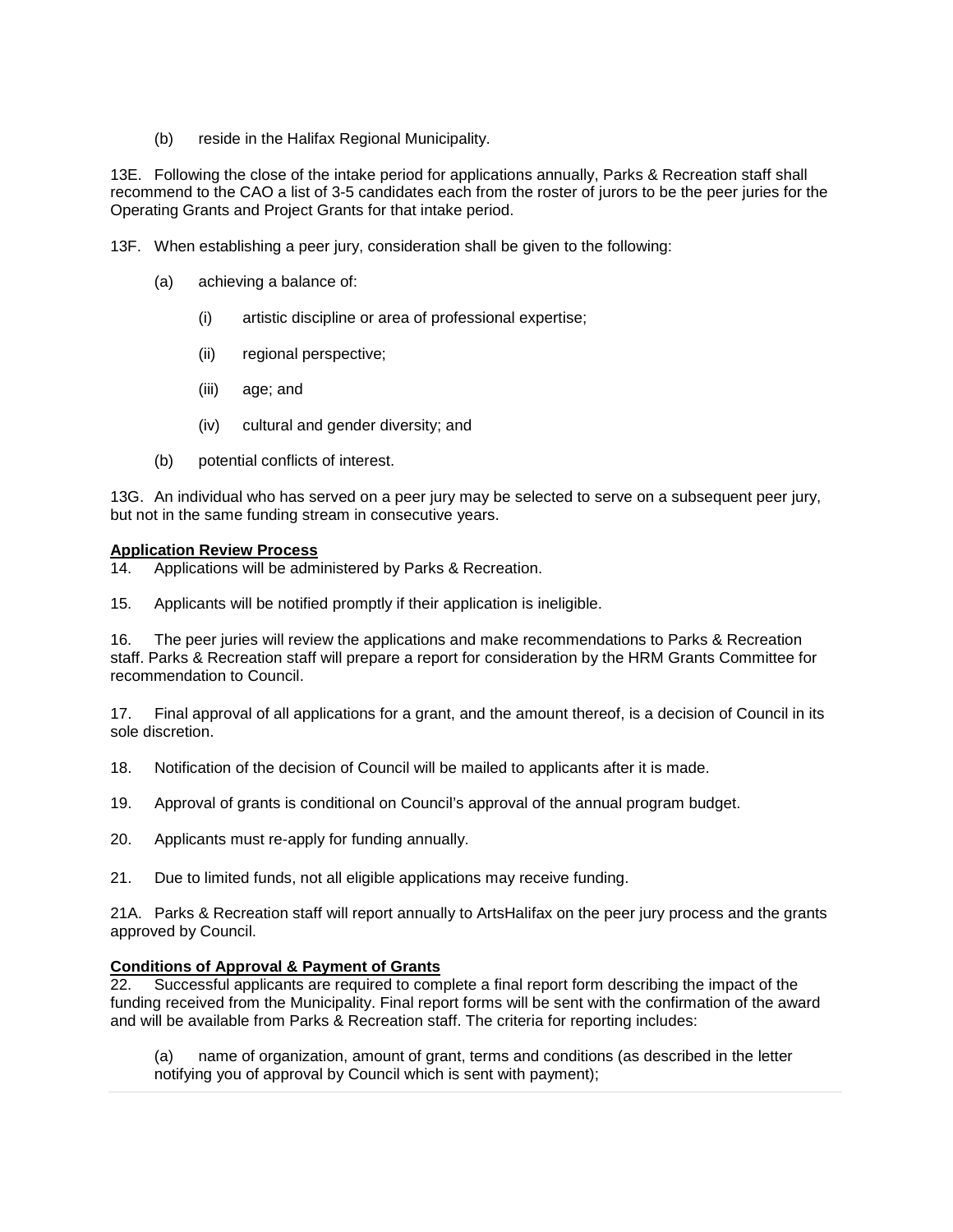(b) reside in the Halifax Regional Municipality.

13E. Following the close of the intake period for applications annually, Parks & Recreation staff shall recommend to the CAO a list of 3-5 candidates each from the roster of jurors to be the peer juries for the Operating Grants and Project Grants for that intake period.

13F. When establishing a peer jury, consideration shall be given to the following:

(a) achieving a balance of:

(i) artistic discipline or area of professional expertise;

(ii) regional perspective;

(iii) age; and

(iv) cultural and gender diversity; and

(b) potential conflicts of interest.

13G. An individual who has served on a peer jury may be selected to serve on a subsequent peer jury, but not in the same funding stream in consecutive years.

**Application Review Process**

14. Applications will be administered by Parks & Recreation.

15. Applicants will be notified promptly if their application is ineligible.

16. The peer juries will review the applications and make recommendations to Parks & Recreation staff. Parks & Recreation staff will prepare a report for consideration by the HRM Grants Committee for recommendation to Council.

17. Final approval of all applications for a grant, and the amount thereof, is a decision of Council in its sole discretion.

18. Notification of the decision of Council will be mailed to applicants after it is made.

19. Approval of grants is conditional on Council's approval of the annual program budget.

20. Applicants must re-apply for funding annually.

21. Due to limited funds, not all eligible applications may receive funding.

21A. Parks & Recreation staff will report annually to ArtsHalifax on the peer jury process and the grants approved by Council.

**Conditions of Approval & Payment of Grants**

22. Successful applicants are required to complete a final report form describing the impact of the funding received from the Municipality. Final report forms will be sent with the confirmation of the award and will be available from Parks & Recreation staff. The criteria for reporting includes:

(a) name of organization, amount of grant, terms and conditions (as described in the letter notifying you of approval by Council which is sent with payment);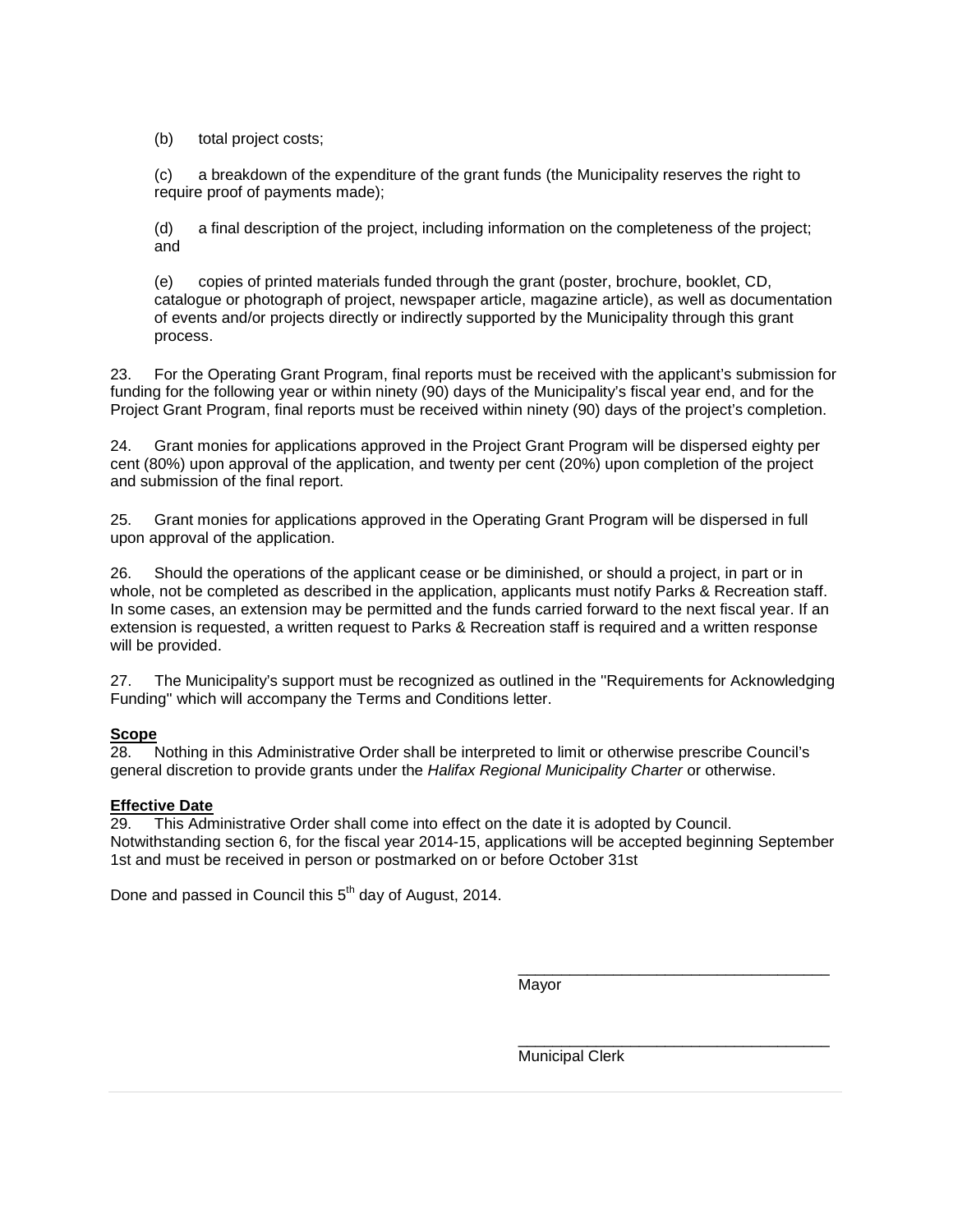(b) total project costs;

(c) a breakdown of the expenditure of the grant funds (the Municipality reserves the right to require proof of payments made);

(d) a final description of the project, including information on the completeness of the project; and

(e) copies of printed materials funded through the grant (poster, brochure, booklet, CD, catalogue or photograph of project, newspaper article, magazine article), as well as documentation of events and/or projects directly or indirectly supported by the Municipality through this grant process.

23. For the Operating Grant Program, final reports must be received with the applicant's submission for funding for the following year or within ninety (90) days of the Municipality's fiscal year end, and for the Project Grant Program, final reports must be received within ninety (90) days of the project's completion.

24. Grant monies for applications approved in the Project Grant Program will be dispersed eighty per cent (80%) upon approval of the application, and twenty per cent (20%) upon completion of the project and submission of the final report.

25. Grant monies for applications approved in the Operating Grant Program will be dispersed in full upon approval of the application.

26. Should the operations of the applicant cease or be diminished, or should a project, in part or in whole, not be completed as described in the application, applicants must notify Parks & Recreation staff. In some cases, an extension may be permitted and the funds carried forward to the next fiscal year. If an extension is requested, a written request to Parks & Recreation staff is required and a written response will be provided.

27. The Municipality's support must be recognized as outlined in the "Requirements for Acknowledging Funding" which will accompany the Terms and Conditions letter.

**Scope**

28. Nothing in this Administrative Order shall be interpreted to limit or otherwise prescribe Council's general discretion to provide grants under the *Halifax Regional Municipality Charter* or otherwise.

**Effective Date**

29. This Administrative Order shall come into effect on the date it is adopted by Council. Notwithstanding section 6, for the fiscal year 2014-15, applications will be accepted beginning September 1st and must be received in person or postmarked on or before October 31st

Done and passed in Council this 5th day of August, 2014.

\_\_\_\_\_\_\_\_\_\_\_\_\_\_\_\_\_\_\_\_\_\_\_\_\_\_\_\_\_\_\_\_\_\_\_\_
Mayor

\_\_\_\_\_\_\_\_\_\_\_\_\_\_\_\_\_\_\_\_\_\_\_\_\_\_\_\_\_\_\_\_\_\_\_\_
Municipal Clerk